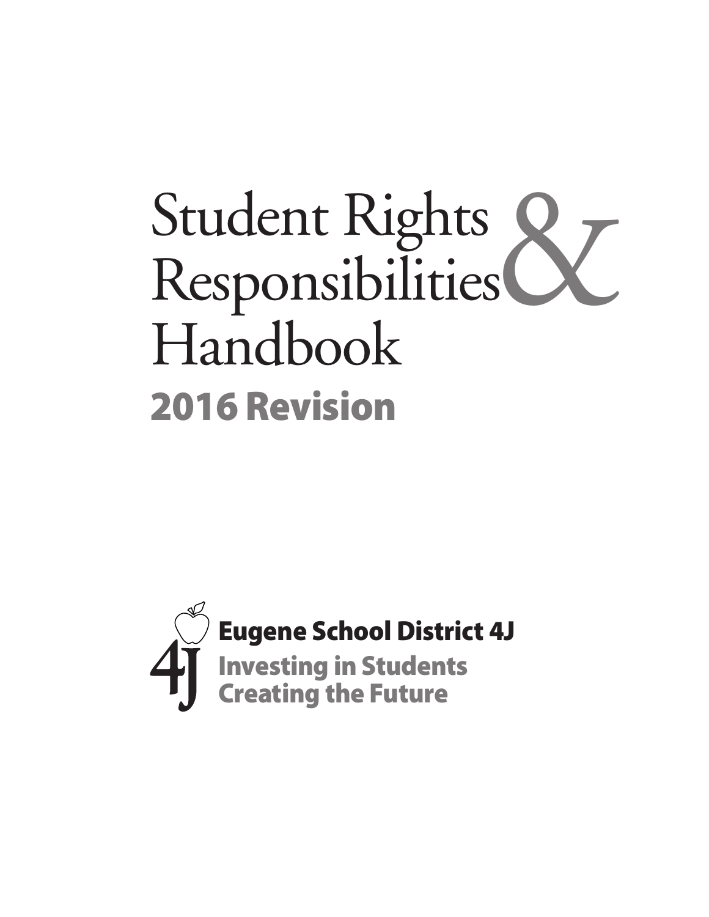# Student Rights & Responsibilities Handbook

## 2016 Revision

**Eugene School District 4J**

Investing in Students
Creating the Future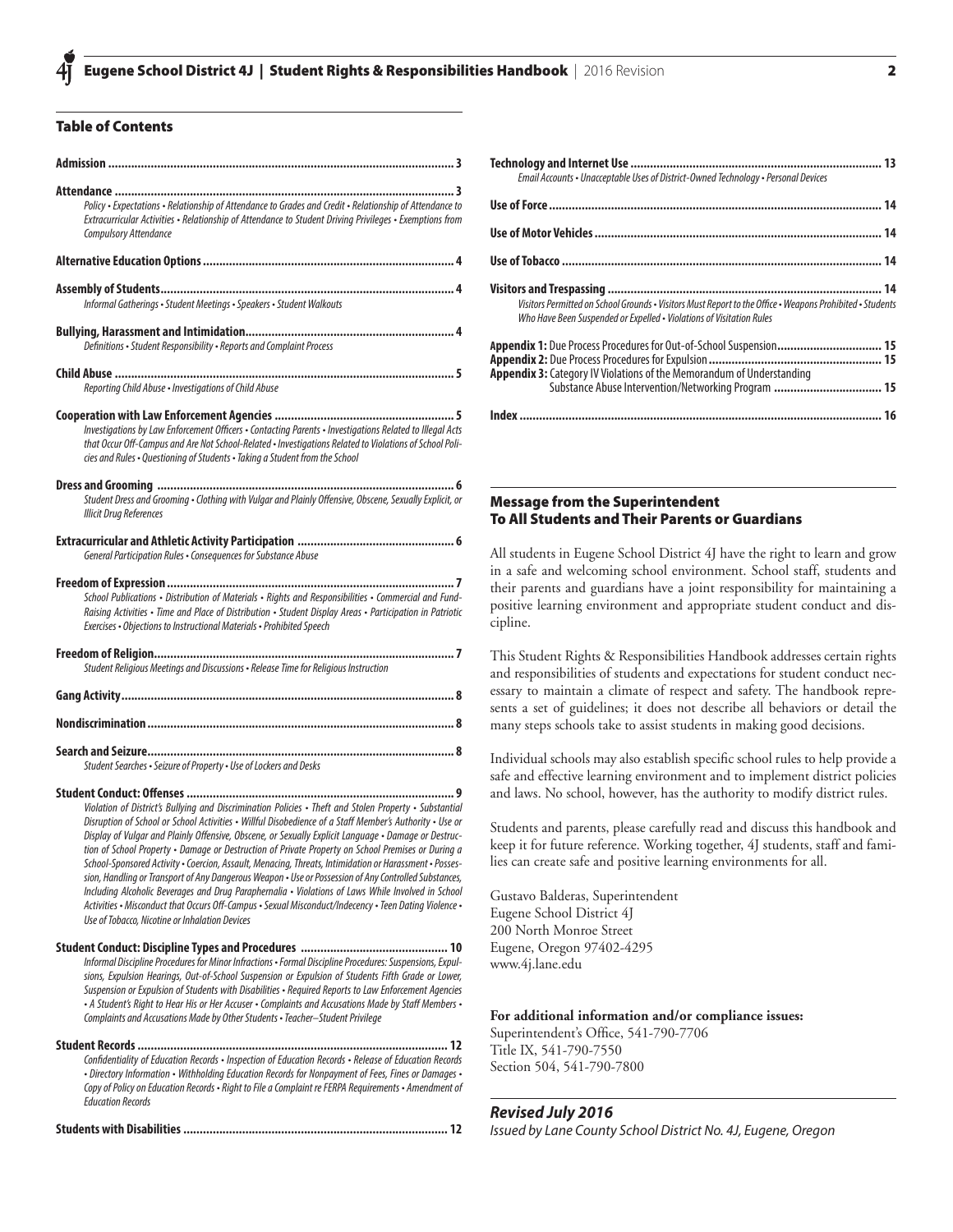## Table of Contents

**Admission** ..... 3

**Attendance** ..... 3
*Policy • Expectations • Relationship of Attendance to Grades and Credit • Relationship of Attendance to Extracurricular Activities • Relationship of Attendance to Student Driving Privileges • Exemptions from Compulsory Attendance*

**Alternative Education Options** ..... 4

**Assembly of Students** ..... 4
*Informal Gatherings • Student Meetings • Speakers • Student Walkouts*

**Bullying, Harassment and Intimidation** ..... 4
*Definitions • Student Responsibility • Reports and Complaint Process*

**Child Abuse** ..... 5
*Reporting Child Abuse • Investigations of Child Abuse*

**Cooperation with Law Enforcement Agencies** ..... 5
*Investigations by Law Enforcement Officers • Contacting Parents • Investigations Related to Illegal Acts that Occur Off-Campus and Are Not School-Related • Investigations Related to Violations of School Policies and Rules • Questioning of Students • Taking a Student from the School*

**Dress and Grooming** ..... 6
*Student Dress and Grooming • Clothing with Vulgar and Plainly Offensive, Obscene, Sexually Explicit, or Illicit Drug References*

**Extracurricular and Athletic Activity Participation** ..... 6
*General Participation Rules • Consequences for Substance Abuse*

**Freedom of Expression** ..... 7
*School Publications • Distribution of Materials • Rights and Responsibilities • Commercial and Fund-Raising Activities • Time and Place of Distribution • Student Display Areas • Participation in Patriotic Exercises • Objections to Instructional Materials • Prohibited Speech*

**Freedom of Religion** ..... 7
*Student Religious Meetings and Discussions • Release Time for Religious Instruction*

**Gang Activity** ..... 8

**Nondiscrimination** ..... 8

**Search and Seizure** ..... 8
*Student Searches • Seizure of Property • Use of Lockers and Desks*

**Student Conduct: Offenses** ..... 9
*Violation of District's Bullying and Discrimination Policies • Theft and Stolen Property • Substantial Disruption of School or School Activities • Willful Disobedience of a Staff Member's Authority • Use or Display of Vulgar and Plainly Offensive, Obscene, or Sexually Explicit Language • Damage or Destruction of School Property • Damage or Destruction of Private Property on School Premises or During a School-Sponsored Activity • Coercion, Assault, Menacing, Threats, Intimidation or Harassment • Possession, Handling or Transport of Any Dangerous Weapon • Use or Possession of Any Controlled Substances, Including Alcoholic Beverages and Drug Paraphernalia • Violations of Laws While Involved in School Activities • Misconduct that Occurs Off-Campus • Sexual Misconduct/Indecency • Teen Dating Violence • Use of Tobacco, Nicotine or Inhalation Devices*

**Student Conduct: Discipline Types and Procedures** ..... 10
*Informal Discipline Procedures for Minor Infractions • Formal Discipline Procedures: Suspensions, Expulsions, Expulsion Hearings, Out-of-School Suspension or Expulsion of Students Fifth Grade or Lower, Suspension or Expulsion of Students with Disabilities • Required Reports to Law Enforcement Agencies • A Student's Right to Hear His or Her Accuser • Complaints and Accusations Made by Staff Members • Complaints and Accusations Made by Other Students • Teacher–Student Privilege*

**Student Records** ..... 12
*Confidentiality of Education Records • Inspection of Education Records • Release of Education Records • Directory Information • Withholding Education Records for Nonpayment of Fees, Fines or Damages • Copy of Policy on Education Records • Right to File a Complaint re FERPA Requirements • Amendment of Education Records*

**Students with Disabilities** ..... 12

**Technology and Internet Use** ..... 13
*Email Accounts • Unacceptable Uses of District-Owned Technology • Personal Devices*

**Use of Force** ..... 14

**Use of Motor Vehicles** ..... 14

**Use of Tobacco** ..... 14

**Visitors and Trespassing** ..... 14
*Visitors Permitted on School Grounds • Visitors Must Report to the Office • Weapons Prohibited • Students Who Have Been Suspended or Expelled • Violations of Visitation Rules*

**Appendix 1:** Due Process Procedures for Out-of-School Suspension ..... 15
**Appendix 2:** Due Process Procedures for Expulsion ..... 15
**Appendix 3:** Category IV Violations of the Memorandum of Understanding Substance Abuse Intervention/Networking Program ..... 15

**Index** ..... 16

## Message from the Superintendent To All Students and Their Parents or Guardians

All students in Eugene School District 4J have the right to learn and grow in a safe and welcoming school environment. School staff, students and their parents and guardians have a joint responsibility for maintaining a positive learning environment and appropriate student conduct and discipline.

This Student Rights & Responsibilities Handbook addresses certain rights and responsibilities of students and expectations for student conduct necessary to maintain a climate of respect and safety. The handbook represents a set of guidelines; it does not describe all behaviors or detail the many steps schools take to assist students in making good decisions.

Individual schools may also establish specific school rules to help provide a safe and effective learning environment and to implement district policies and laws. No school, however, has the authority to modify district rules.

Students and parents, please carefully read and discuss this handbook and keep it for future reference. Working together, 4J students, staff and families can create safe and positive learning environments for all.

Gustavo Balderas, Superintendent
Eugene School District 4J
200 North Monroe Street
Eugene, Oregon 97402-4295
www.4j.lane.edu

**For additional information and/or compliance issues:**
Superintendent's Office, 541-790-7706
Title IX, 541-790-7550
Section 504, 541-790-7800

***Revised July 2016***
*Issued by Lane County School District No. 4J, Eugene, Oregon*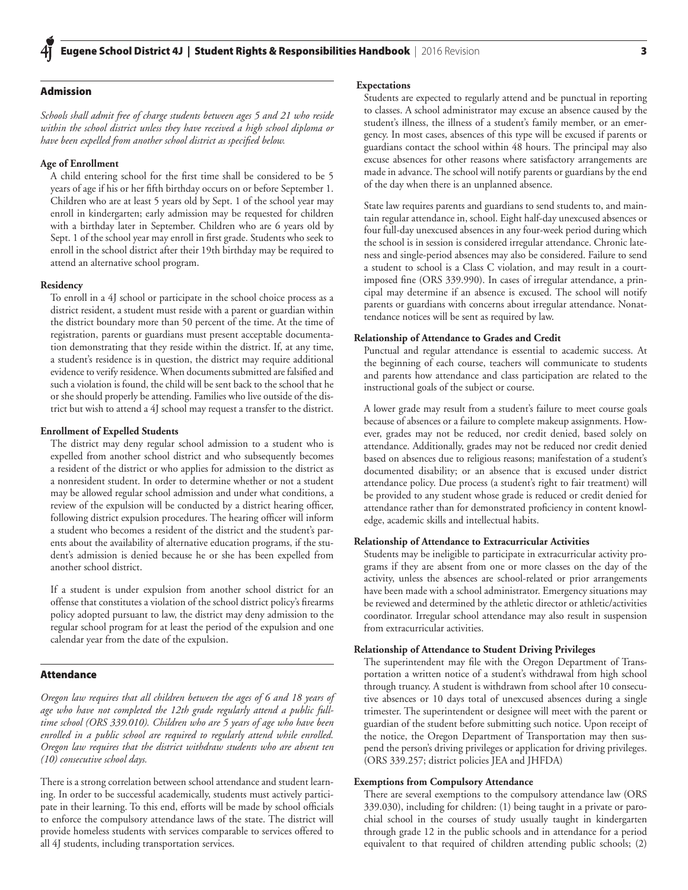## Admission

*Schools shall admit free of charge students between ages 5 and 21 who reside within the school district unless they have received a high school diploma or have been expelled from another school district as specified below.*

### Age of Enrollment

A child entering school for the first time shall be considered to be 5 years of age if his or her fifth birthday occurs on or before September 1. Children who are at least 5 years old by Sept. 1 of the school year may enroll in kindergarten; early admission may be requested for children with a birthday later in September. Children who are 6 years old by Sept. 1 of the school year may enroll in first grade. Students who seek to enroll in the school district after their 19th birthday may be required to attend an alternative school program.

### Residency

To enroll in a 4J school or participate in the school choice process as a district resident, a student must reside with a parent or guardian within the district boundary more than 50 percent of the time. At the time of registration, parents or guardians must present acceptable documentation demonstrating that they reside within the district. If, at any time, a student's residence is in question, the district may require additional evidence to verify residence. When documents submitted are falsified and such a violation is found, the child will be sent back to the school that he or she should properly be attending. Families who live outside of the district but wish to attend a 4J school may request a transfer to the district.

### Enrollment of Expelled Students

The district may deny regular school admission to a student who is expelled from another school district and who subsequently becomes a resident of the district or who applies for admission to the district as a nonresident student. In order to determine whether or not a student may be allowed regular school admission and under what conditions, a review of the expulsion will be conducted by a district hearing officer, following district expulsion procedures. The hearing officer will inform a student who becomes a resident of the district and the student's parents about the availability of alternative education programs, if the student's admission is denied because he or she has been expelled from another school district.

If a student is under expulsion from another school district for an offense that constitutes a violation of the school district policy's firearms policy adopted pursuant to law, the district may deny admission to the regular school program for at least the period of the expulsion and one calendar year from the date of the expulsion.

## Attendance

*Oregon law requires that all children between the ages of 6 and 18 years of age who have not completed the 12th grade regularly attend a public full-time school (ORS 339.010). Children who are 5 years of age who have been enrolled in a public school are required to regularly attend while enrolled. Oregon law requires that the district withdraw students who are absent ten (10) consecutive school days.*

There is a strong correlation between school attendance and student learning. In order to be successful academically, students must actively participate in their learning. To this end, efforts will be made by school officials to enforce the compulsory attendance laws of the state. The district will provide homeless students with services comparable to services offered to all 4J students, including transportation services.

### Expectations

Students are expected to regularly attend and be punctual in reporting to classes. A school administrator may excuse an absence caused by the student's illness, the illness of a student's family member, or an emergency. In most cases, absences of this type will be excused if parents or guardians contact the school within 48 hours. The principal may also excuse absences for other reasons where satisfactory arrangements are made in advance. The school will notify parents or guardians by the end of the day when there is an unplanned absence.

State law requires parents and guardians to send students to, and maintain regular attendance in, school. Eight half-day unexcused absences or four full-day unexcused absences in any four-week period during which the school is in session is considered irregular attendance. Chronic lateness and single-period absences may also be considered. Failure to send a student to school is a Class C violation, and may result in a court-imposed fine (ORS 339.990). In cases of irregular attendance, a principal may determine if an absence is excused. The school will notify parents or guardians with concerns about irregular attendance. Nonattendance notices will be sent as required by law.

### Relationship of Attendance to Grades and Credit

Punctual and regular attendance is essential to academic success. At the beginning of each course, teachers will communicate to students and parents how attendance and class participation are related to the instructional goals of the subject or course.

A lower grade may result from a student's failure to meet course goals because of absences or a failure to complete makeup assignments. However, grades may not be reduced, nor credit denied, based solely on attendance. Additionally, grades may not be reduced nor credit denied based on absences due to religious reasons; manifestation of a student's documented disability; or an absence that is excused under district attendance policy. Due process (a student's right to fair treatment) will be provided to any student whose grade is reduced or credit denied for attendance rather than for demonstrated proficiency in content knowledge, academic skills and intellectual habits.

### Relationship of Attendance to Extracurricular Activities

Students may be ineligible to participate in extracurricular activity programs if they are absent from one or more classes on the day of the activity, unless the absences are school-related or prior arrangements have been made with a school administrator. Emergency situations may be reviewed and determined by the athletic director or athletic/activities coordinator. Irregular school attendance may also result in suspension from extracurricular activities.

### Relationship of Attendance to Student Driving Privileges

The superintendent may file with the Oregon Department of Transportation a written notice of a student's withdrawal from high school through truancy. A student is withdrawn from school after 10 consecutive absences or 10 days total of unexcused absences during a single trimester. The superintendent or designee will meet with the parent or guardian of the student before submitting such notice. Upon receipt of the notice, the Oregon Department of Transportation may then suspend the person's driving privileges or application for driving privileges. (ORS 339.257; district policies JEA and JHFDA)

### Exemptions from Compulsory Attendance

There are several exemptions to the compulsory attendance law (ORS 339.030), including for children: (1) being taught in a private or parochial school in the courses of study usually taught in kindergarten through grade 12 in the public schools and in attendance for a period equivalent to that required of children attending public schools; (2)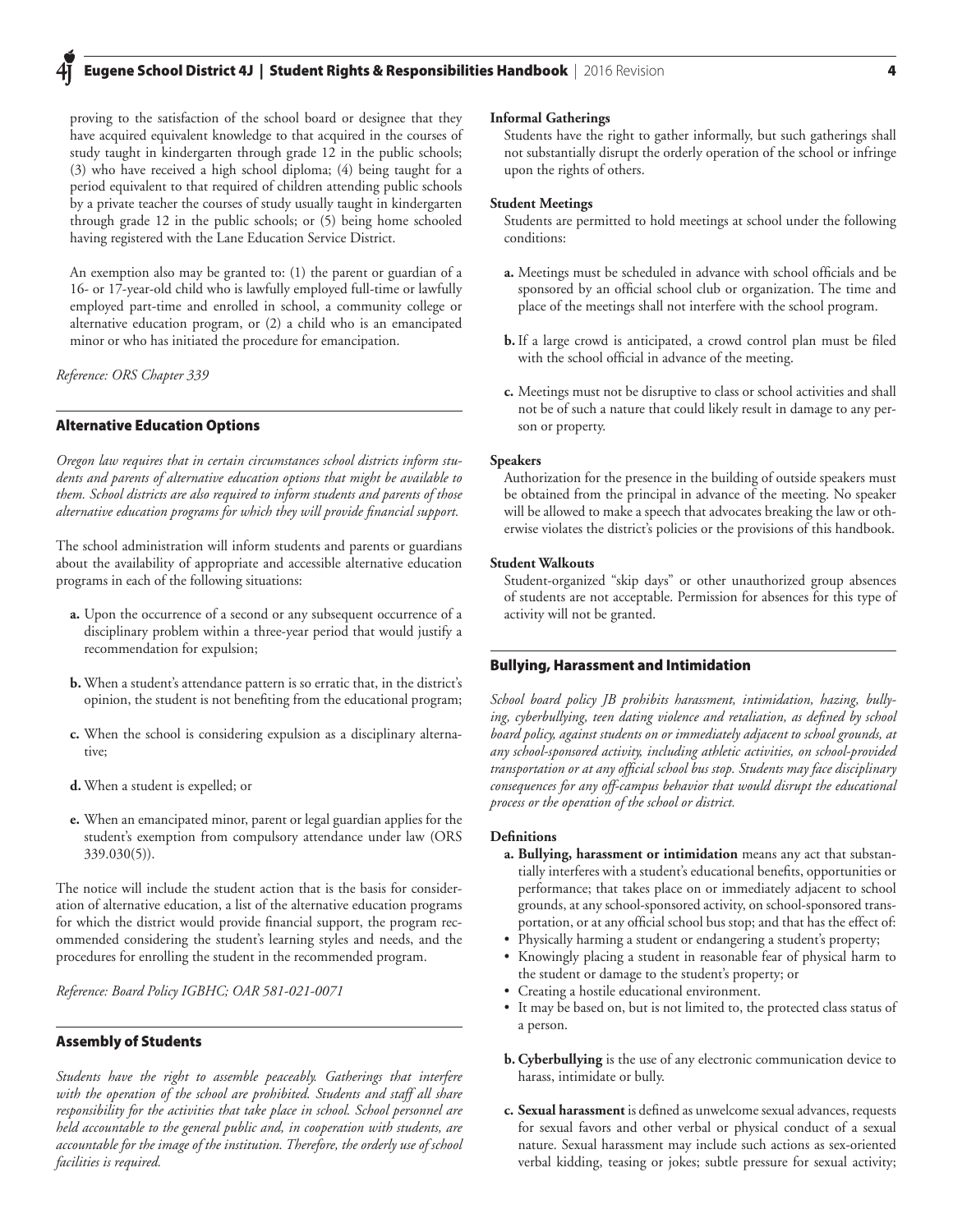proving to the satisfaction of the school board or designee that they have acquired equivalent knowledge to that acquired in the courses of study taught in kindergarten through grade 12 in the public schools; (3) who have received a high school diploma; (4) being taught for a period equivalent to that required of children attending public schools by a private teacher the courses of study usually taught in kindergarten through grade 12 in the public schools; or (5) being home schooled having registered with the Lane Education Service District.

An exemption also may be granted to: (1) the parent or guardian of a 16- or 17-year-old child who is lawfully employed full-time or lawfully employed part-time and enrolled in school, a community college or alternative education program, or (2) a child who is an emancipated minor or who has initiated the procedure for emancipation.

*Reference: ORS Chapter 339*

## Alternative Education Options

*Oregon law requires that in certain circumstances school districts inform students and parents of alternative education options that might be available to them. School districts are also required to inform students and parents of those alternative education programs for which they will provide financial support.*

The school administration will inform students and parents or guardians about the availability of appropriate and accessible alternative education programs in each of the following situations:

**a.** Upon the occurrence of a second or any subsequent occurrence of a disciplinary problem within a three-year period that would justify a recommendation for expulsion;

**b.** When a student's attendance pattern is so erratic that, in the district's opinion, the student is not benefiting from the educational program;

**c.** When the school is considering expulsion as a disciplinary alternative;

**d.** When a student is expelled; or

**e.** When an emancipated minor, parent or legal guardian applies for the student's exemption from compulsory attendance under law (ORS 339.030(5)).

The notice will include the student action that is the basis for consideration of alternative education, a list of the alternative education programs for which the district would provide financial support, the program recommended considering the student's learning styles and needs, and the procedures for enrolling the student in the recommended program.

*Reference: Board Policy IGBHC; OAR 581-021-0071*

## Assembly of Students

*Students have the right to assemble peaceably. Gatherings that interfere with the operation of the school are prohibited. Students and staff all share responsibility for the activities that take place in school. School personnel are held accountable to the general public and, in cooperation with students, are accountable for the image of the institution. Therefore, the orderly use of school facilities is required.*

**Informal Gatherings**

Students have the right to gather informally, but such gatherings shall not substantially disrupt the orderly operation of the school or infringe upon the rights of others.

**Student Meetings**

Students are permitted to hold meetings at school under the following conditions:

**a.** Meetings must be scheduled in advance with school officials and be sponsored by an official school club or organization. The time and place of the meetings shall not interfere with the school program.

**b.** If a large crowd is anticipated, a crowd control plan must be filed with the school official in advance of the meeting.

**c.** Meetings must not be disruptive to class or school activities and shall not be of such a nature that could likely result in damage to any person or property.

**Speakers**

Authorization for the presence in the building of outside speakers must be obtained from the principal in advance of the meeting. No speaker will be allowed to make a speech that advocates breaking the law or otherwise violates the district's policies or the provisions of this handbook.

**Student Walkouts**

Student-organized "skip days" or other unauthorized group absences of students are not acceptable. Permission for absences for this type of activity will not be granted.

## Bullying, Harassment and Intimidation

*School board policy JB prohibits harassment, intimidation, hazing, bullying, cyberbullying, teen dating violence and retaliation, as defined by school board policy, against students on or immediately adjacent to school grounds, at any school-sponsored activity, including athletic activities, on school-provided transportation or at any official school bus stop. Students may face disciplinary consequences for any off-campus behavior that would disrupt the educational process or the operation of the school or district.*

**Definitions**

**a. Bullying, harassment or intimidation** means any act that substantially interferes with a student's educational benefits, opportunities or performance; that takes place on or immediately adjacent to school grounds, at any school-sponsored activity, on school-sponsored transportation, or at any official school bus stop; and that has the effect of:

- Physically harming a student or endangering a student's property;
- Knowingly placing a student in reasonable fear of physical harm to the student or damage to the student's property; or
- Creating a hostile educational environment.
- It may be based on, but is not limited to, the protected class status of a person.

**b. Cyberbullying** is the use of any electronic communication device to harass, intimidate or bully.

**c. Sexual harassment** is defined as unwelcome sexual advances, requests for sexual favors and other verbal or physical conduct of a sexual nature. Sexual harassment may include such actions as sex-oriented verbal kidding, teasing or jokes; subtle pressure for sexual activity;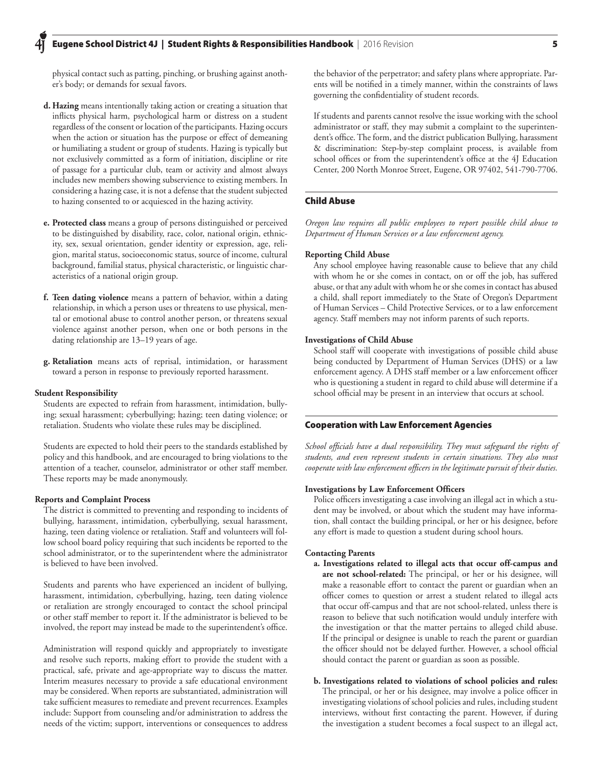physical contact such as patting, pinching, or brushing against another's body; or demands for sexual favors.

**d. Hazing** means intentionally taking action or creating a situation that inflicts physical harm, psychological harm or distress on a student regardless of the consent or location of the participants. Hazing occurs when the action or situation has the purpose or effect of demeaning or humiliating a student or group of students. Hazing is typically but not exclusively committed as a form of initiation, discipline or rite of passage for a particular club, team or activity and almost always includes new members showing subservience to existing members. In considering a hazing case, it is not a defense that the student subjected to hazing consented to or acquiesced in the hazing activity.

**e. Protected class** means a group of persons distinguished or perceived to be distinguished by disability, race, color, national origin, ethnicity, sex, sexual orientation, gender identity or expression, age, religion, marital status, socioeconomic status, source of income, cultural background, familial status, physical characteristic, or linguistic characteristics of a national origin group.

**f. Teen dating violence** means a pattern of behavior, within a dating relationship, in which a person uses or threatens to use physical, mental or emotional abuse to control another person, or threatens sexual violence against another person, when one or both persons in the dating relationship are 13–19 years of age.

**g. Retaliation** means acts of reprisal, intimidation, or harassment toward a person in response to previously reported harassment.

**Student Responsibility**

Students are expected to refrain from harassment, intimidation, bullying; sexual harassment; cyberbullying; hazing; teen dating violence; or retaliation. Students who violate these rules may be disciplined.

Students are expected to hold their peers to the standards established by policy and this handbook, and are encouraged to bring violations to the attention of a teacher, counselor, administrator or other staff member. These reports may be made anonymously.

**Reports and Complaint Process**

The district is committed to preventing and responding to incidents of bullying, harassment, intimidation, cyberbullying, sexual harassment, hazing, teen dating violence or retaliation. Staff and volunteers will follow school board policy requiring that such incidents be reported to the school administrator, or to the superintendent where the administrator is believed to have been involved.

Students and parents who have experienced an incident of bullying, harassment, intimidation, cyberbullying, hazing, teen dating violence or retaliation are strongly encouraged to contact the school principal or other staff member to report it. If the administrator is believed to be involved, the report may instead be made to the superintendent's office.

Administration will respond quickly and appropriately to investigate and resolve such reports, making effort to provide the student with a practical, safe, private and age-appropriate way to discuss the matter. Interim measures necessary to provide a safe educational environment may be considered. When reports are substantiated, administration will take sufficient measures to remediate and prevent recurrences. Examples include: Support from counseling and/or administration to address the needs of the victim; support, interventions or consequences to address the behavior of the perpetrator; and safety plans where appropriate. Parents will be notified in a timely manner, within the constraints of laws governing the confidentiality of student records.

If students and parents cannot resolve the issue working with the school administrator or staff, they may submit a complaint to the superintendent's office. The form, and the district publication Bullying, harassment & discrimination: Step-by-step complaint process, is available from school offices or from the superintendent's office at the 4J Education Center, 200 North Monroe Street, Eugene, OR 97402, 541-790-7706.

## Child Abuse

*Oregon law requires all public employees to report possible child abuse to Department of Human Services or a law enforcement agency.*

**Reporting Child Abuse**

Any school employee having reasonable cause to believe that any child with whom he or she comes in contact, on or off the job, has suffered abuse, or that any adult with whom he or she comes in contact has abused a child, shall report immediately to the State of Oregon's Department of Human Services – Child Protective Services, or to a law enforcement agency. Staff members may not inform parents of such reports.

**Investigations of Child Abuse**

School staff will cooperate with investigations of possible child abuse being conducted by Department of Human Services (DHS) or a law enforcement agency. A DHS staff member or a law enforcement officer who is questioning a student in regard to child abuse will determine if a school official may be present in an interview that occurs at school.

## Cooperation with Law Enforcement Agencies

*School officials have a dual responsibility. They must safeguard the rights of students, and even represent students in certain situations. They also must cooperate with law enforcement officers in the legitimate pursuit of their duties.*

**Investigations by Law Enforcement Officers**

Police officers investigating a case involving an illegal act in which a student may be involved, or about which the student may have information, shall contact the building principal, or her or his designee, before any effort is made to question a student during school hours.

**Contacting Parents**

**a. Investigations related to illegal acts that occur off-campus and are not school-related:** The principal, or her or his designee, will make a reasonable effort to contact the parent or guardian when an officer comes to question or arrest a student related to illegal acts that occur off-campus and that are not school-related, unless there is reason to believe that such notification would unduly interfere with the investigation or that the matter pertains to alleged child abuse. If the principal or designee is unable to reach the parent or guardian the officer should not be delayed further. However, a school official should contact the parent or guardian as soon as possible.

**b. Investigations related to violations of school policies and rules:** The principal, or her or his designee, may involve a police officer in investigating violations of school policies and rules, including student interviews, without first contacting the parent. However, if during the investigation a student becomes a focal suspect to an illegal act,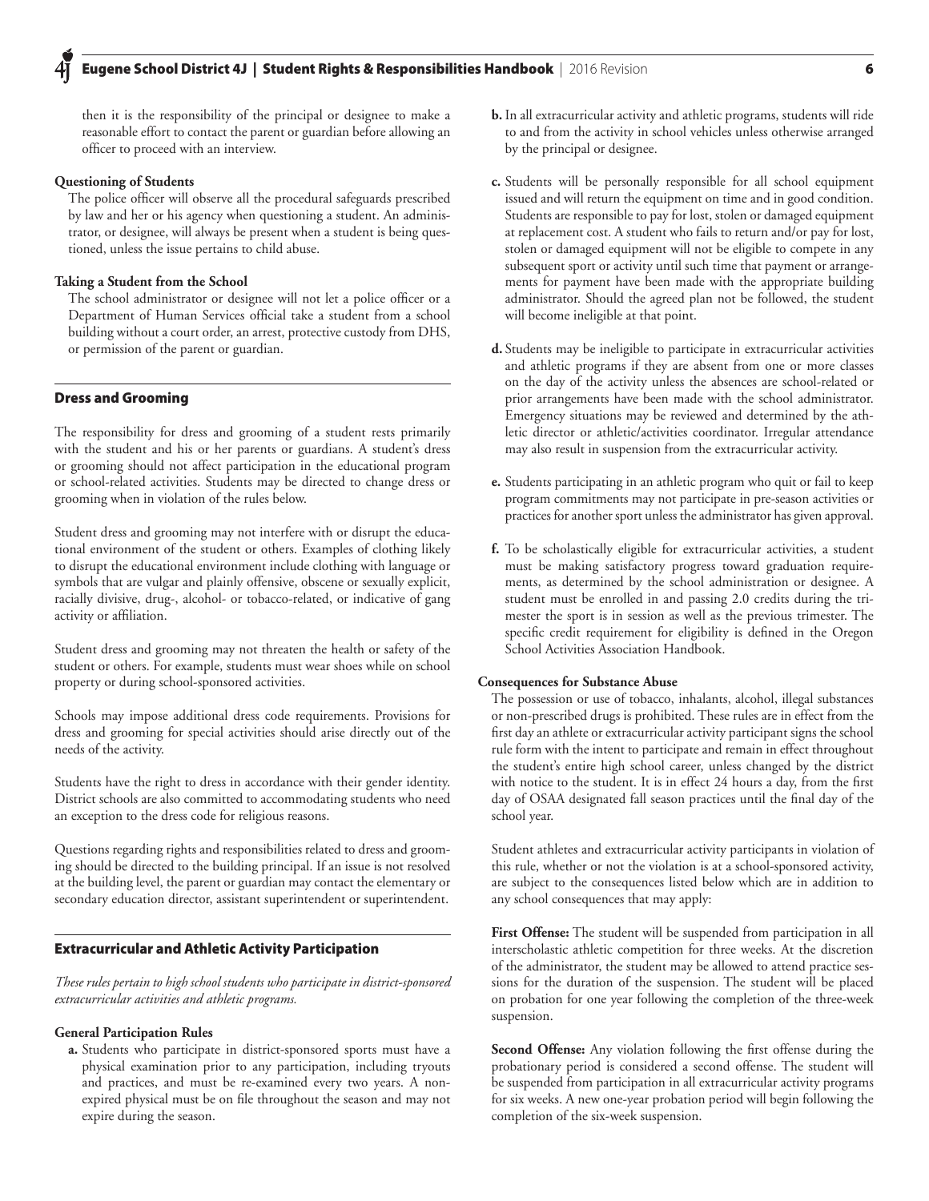then it is the responsibility of the principal or designee to make a reasonable effort to contact the parent or guardian before allowing an officer to proceed with an interview.

**Questioning of Students**

The police officer will observe all the procedural safeguards prescribed by law and her or his agency when questioning a student. An administrator, or designee, will always be present when a student is being questioned, unless the issue pertains to child abuse.

**Taking a Student from the School**

The school administrator or designee will not let a police officer or a Department of Human Services official take a student from a school building without a court order, an arrest, protective custody from DHS, or permission of the parent or guardian.

## Dress and Grooming

The responsibility for dress and grooming of a student rests primarily with the student and his or her parents or guardians. A student's dress or grooming should not affect participation in the educational program or school-related activities. Students may be directed to change dress or grooming when in violation of the rules below.

Student dress and grooming may not interfere with or disrupt the educational environment of the student or others. Examples of clothing likely to disrupt the educational environment include clothing with language or symbols that are vulgar and plainly offensive, obscene or sexually explicit, racially divisive, drug-, alcohol- or tobacco-related, or indicative of gang activity or affiliation.

Student dress and grooming may not threaten the health or safety of the student or others. For example, students must wear shoes while on school property or during school-sponsored activities.

Schools may impose additional dress code requirements. Provisions for dress and grooming for special activities should arise directly out of the needs of the activity.

Students have the right to dress in accordance with their gender identity. District schools are also committed to accommodating students who need an exception to the dress code for religious reasons.

Questions regarding rights and responsibilities related to dress and grooming should be directed to the building principal. If an issue is not resolved at the building level, the parent or guardian may contact the elementary or secondary education director, assistant superintendent or superintendent.

## Extracurricular and Athletic Activity Participation

*These rules pertain to high school students who participate in district-sponsored extracurricular activities and athletic programs.*

**General Participation Rules**

**a.** Students who participate in district-sponsored sports must have a physical examination prior to any participation, including tryouts and practices, and must be re-examined every two years. A non-expired physical must be on file throughout the season and may not expire during the season.

**b.** In all extracurricular activity and athletic programs, students will ride to and from the activity in school vehicles unless otherwise arranged by the principal or designee.

**c.** Students will be personally responsible for all school equipment issued and will return the equipment on time and in good condition. Students are responsible to pay for lost, stolen or damaged equipment at replacement cost. A student who fails to return and/or pay for lost, stolen or damaged equipment will not be eligible to compete in any subsequent sport or activity until such time that payment or arrangements for payment have been made with the appropriate building administrator. Should the agreed plan not be followed, the student will become ineligible at that point.

**d.** Students may be ineligible to participate in extracurricular activities and athletic programs if they are absent from one or more classes on the day of the activity unless the absences are school-related or prior arrangements have been made with the school administrator. Emergency situations may be reviewed and determined by the athletic director or athletic/activities coordinator. Irregular attendance may also result in suspension from the extracurricular activity.

**e.** Students participating in an athletic program who quit or fail to keep program commitments may not participate in pre-season activities or practices for another sport unless the administrator has given approval.

**f.** To be scholastically eligible for extracurricular activities, a student must be making satisfactory progress toward graduation requirements, as determined by the school administration or designee. A student must be enrolled in and passing 2.0 credits during the trimester the sport is in session as well as the previous trimester. The specific credit requirement for eligibility is defined in the Oregon School Activities Association Handbook.

**Consequences for Substance Abuse**

The possession or use of tobacco, inhalants, alcohol, illegal substances or non-prescribed drugs is prohibited. These rules are in effect from the first day an athlete or extracurricular activity participant signs the school rule form with the intent to participate and remain in effect throughout the student's entire high school career, unless changed by the district with notice to the student. It is in effect 24 hours a day, from the first day of OSAA designated fall season practices until the final day of the school year.

Student athletes and extracurricular activity participants in violation of this rule, whether or not the violation is at a school-sponsored activity, are subject to the consequences listed below which are in addition to any school consequences that may apply:

**First Offense:** The student will be suspended from participation in all interscholastic athletic competition for three weeks. At the discretion of the administrator, the student may be allowed to attend practice sessions for the duration of the suspension. The student will be placed on probation for one year following the completion of the three-week suspension.

**Second Offense:** Any violation following the first offense during the probationary period is considered a second offense. The student will be suspended from participation in all extracurricular activity programs for six weeks. A new one-year probation period will begin following the completion of the six-week suspension.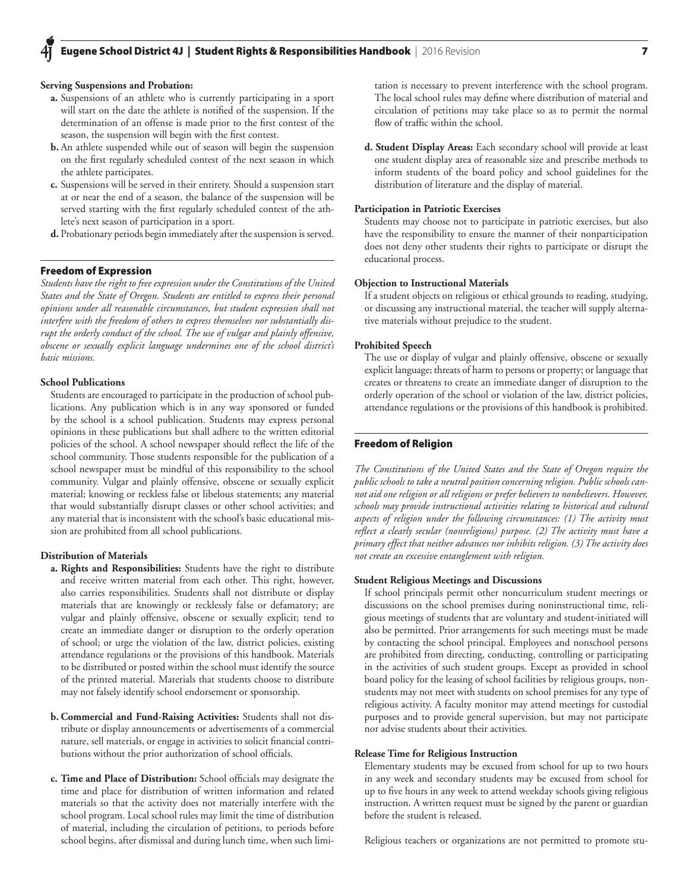**Serving Suspensions and Probation:**

- **a.** Suspensions of an athlete who is currently participating in a sport will start on the date the athlete is notified of the suspension. If the determination of an offense is made prior to the first contest of the season, the suspension will begin with the first contest.
- **b.** An athlete suspended while out of season will begin the suspension on the first regularly scheduled contest of the next season in which the athlete participates.
- **c.** Suspensions will be served in their entirety. Should a suspension start at or near the end of a season, the balance of the suspension will be served starting with the first regularly scheduled contest of the athlete's next season of participation in a sport.
- **d.** Probationary periods begin immediately after the suspension is served.

## Freedom of Expression

*Students have the right to free expression under the Constitutions of the United States and the State of Oregon. Students are entitled to express their personal opinions under all reasonable circumstances, but student expression shall not interfere with the freedom of others to express themselves nor substantially disrupt the orderly conduct of the school. The use of vulgar and plainly offensive, obscene or sexually explicit language undermines one of the school district's basic missions.*

**School Publications**

Students are encouraged to participate in the production of school publications. Any publication which is in any way sponsored or funded by the school is a school publication. Students may express personal opinions in these publications but shall adhere to the written editorial policies of the school. A school newspaper should reflect the life of the school community. Those students responsible for the publication of a school newspaper must be mindful of this responsibility to the school community. Vulgar and plainly offensive, obscene or sexually explicit material; knowing or reckless false or libelous statements; any material that would substantially disrupt classes or other school activities; and any material that is inconsistent with the school's basic educational mission are prohibited from all school publications.

**Distribution of Materials**

- **a. Rights and Responsibilities:** Students have the right to distribute and receive written material from each other. This right, however, also carries responsibilities. Students shall not distribute or display materials that are knowingly or recklessly false or defamatory; are vulgar and plainly offensive, obscene or sexually explicit; tend to create an immediate danger or disruption to the orderly operation of school; or urge the violation of the law, district policies, existing attendance regulations or the provisions of this handbook. Materials to be distributed or posted within the school must identify the source of the printed material. Materials that students choose to distribute may not falsely identify school endorsement or sponsorship.
- **b. Commercial and Fund-Raising Activities:** Students shall not distribute or display announcements or advertisements of a commercial nature, sell materials, or engage in activities to solicit financial contributions without the prior authorization of school officials.
- **c. Time and Place of Distribution:** School officials may designate the time and place for distribution of written information and related materials so that the activity does not materially interfere with the school program. Local school rules may limit the time of distribution of material, including the circulation of petitions, to periods before school begins, after dismissal and during lunch time, when such limitation is necessary to prevent interference with the school program. The local school rules may define where distribution of material and circulation of petitions may take place so as to permit the normal flow of traffic within the school.
- **d. Student Display Areas:** Each secondary school will provide at least one student display area of reasonable size and prescribe methods to inform students of the board policy and school guidelines for the distribution of literature and the display of material.

**Participation in Patriotic Exercises**

Students may choose not to participate in patriotic exercises, but also have the responsibility to ensure the manner of their nonparticipation does not deny other students their rights to participate or disrupt the educational process.

**Objection to Instructional Materials**

If a student objects on religious or ethical grounds to reading, studying, or discussing any instructional material, the teacher will supply alternative materials without prejudice to the student.

**Prohibited Speech**

The use or display of vulgar and plainly offensive, obscene or sexually explicit language; threats of harm to persons or property; or language that creates or threatens to create an immediate danger of disruption to the orderly operation of the school or violation of the law, district policies, attendance regulations or the provisions of this handbook is prohibited.

## Freedom of Religion

*The Constitutions of the United States and the State of Oregon require the public schools to take a neutral position concerning religion. Public schools cannot aid one religion or all religions or prefer believers to nonbelievers. However, schools may provide instructional activities relating to historical and cultural aspects of religion under the following circumstances: (1) The activity must reflect a clearly secular (nonreligious) purpose. (2) The activity must have a primary effect that neither advances nor inhibits religion. (3) The activity does not create an excessive entanglement with religion.*

**Student Religious Meetings and Discussions**

If school principals permit other noncurriculum student meetings or discussions on the school premises during noninstructional time, religious meetings of students that are voluntary and student-initiated will also be permitted. Prior arrangements for such meetings must be made by contacting the school principal. Employees and nonschool persons are prohibited from directing, conducting, controlling or participating in the activities of such student groups. Except as provided in school board policy for the leasing of school facilities by religious groups, nonstudents may not meet with students on school premises for any type of religious activity. A faculty monitor may attend meetings for custodial purposes and to provide general supervision, but may not participate nor advise students about their activities.

**Release Time for Religious Instruction**

Elementary students may be excused from school for up to two hours in any week and secondary students may be excused from school for up to five hours in any week to attend weekday schools giving religious instruction. A written request must be signed by the parent or guardian before the student is released.

Religious teachers or organizations are not permitted to promote stu-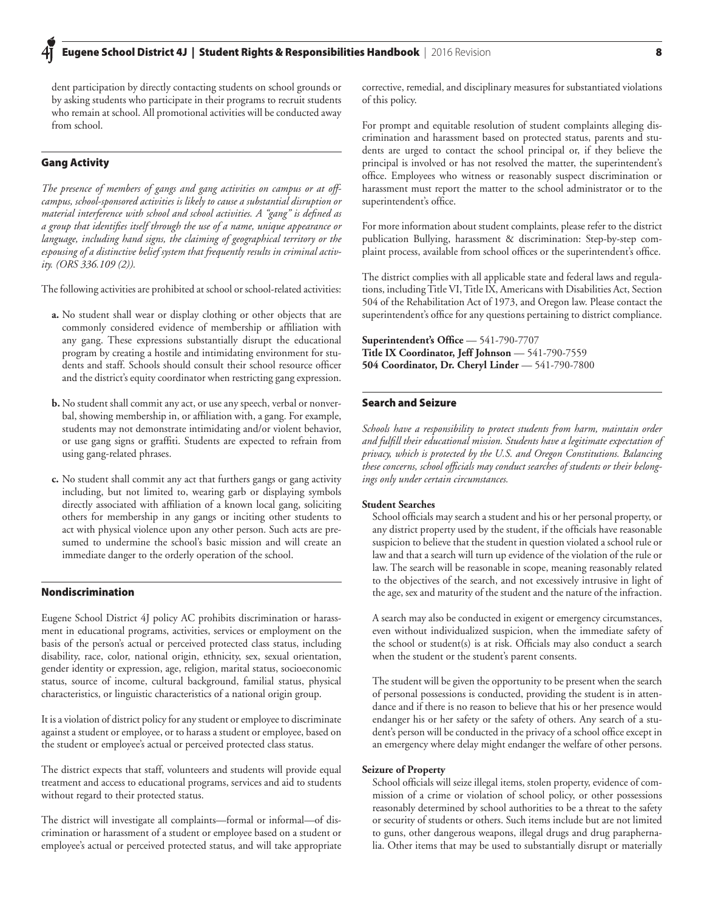dent participation by directly contacting students on school grounds or by asking students who participate in their programs to recruit students who remain at school. All promotional activities will be conducted away from school.

## Gang Activity

*The presence of members of gangs and gang activities on campus or at off-campus, school-sponsored activities is likely to cause a substantial disruption or material interference with school and school activities. A "gang" is defined as a group that identifies itself through the use of a name, unique appearance or language, including hand signs, the claiming of geographical territory or the espousing of a distinctive belief system that frequently results in criminal activity. (ORS 336.109 (2)).*

The following activities are prohibited at school or school-related activities:

**a.** No student shall wear or display clothing or other objects that are commonly considered evidence of membership or affiliation with any gang. These expressions substantially disrupt the educational program by creating a hostile and intimidating environment for students and staff. Schools should consult their school resource officer and the district's equity coordinator when restricting gang expression.

**b.** No student shall commit any act, or use any speech, verbal or nonverbal, showing membership in, or affiliation with, a gang. For example, students may not demonstrate intimidating and/or violent behavior, or use gang signs or graffiti. Students are expected to refrain from using gang-related phrases.

**c.** No student shall commit any act that furthers gangs or gang activity including, but not limited to, wearing garb or displaying symbols directly associated with affiliation of a known local gang, soliciting others for membership in any gangs or inciting other students to act with physical violence upon any other person. Such acts are presumed to undermine the school's basic mission and will create an immediate danger to the orderly operation of the school.

## Nondiscrimination

Eugene School District 4J policy AC prohibits discrimination or harassment in educational programs, activities, services or employment on the basis of the person's actual or perceived protected class status, including disability, race, color, national origin, ethnicity, sex, sexual orientation, gender identity or expression, age, religion, marital status, socioeconomic status, source of income, cultural background, familial status, physical characteristics, or linguistic characteristics of a national origin group.

It is a violation of district policy for any student or employee to discriminate against a student or employee, or to harass a student or employee, based on the student or employee's actual or perceived protected class status.

The district expects that staff, volunteers and students will provide equal treatment and access to educational programs, services and aid to students without regard to their protected status.

The district will investigate all complaints—formal or informal—of discrimination or harassment of a student or employee based on a student or employee's actual or perceived protected status, and will take appropriate corrective, remedial, and disciplinary measures for substantiated violations of this policy.

For prompt and equitable resolution of student complaints alleging discrimination and harassment based on protected status, parents and students are urged to contact the school principal or, if they believe the principal is involved or has not resolved the matter, the superintendent's office. Employees who witness or reasonably suspect discrimination or harassment must report the matter to the school administrator or to the superintendent's office.

For more information about student complaints, please refer to the district publication Bullying, harassment & discrimination: Step-by-step complaint process, available from school offices or the superintendent's office.

The district complies with all applicable state and federal laws and regulations, including Title VI, Title IX, Americans with Disabilities Act, Section 504 of the Rehabilitation Act of 1973, and Oregon law. Please contact the superintendent's office for any questions pertaining to district compliance.

**Superintendent's Office** — 541-790-7707
**Title IX Coordinator, Jeff Johnson** — 541-790-7559
**504 Coordinator, Dr. Cheryl Linder** — 541-790-7800

## Search and Seizure

*Schools have a responsibility to protect students from harm, maintain order and fulfill their educational mission. Students have a legitimate expectation of privacy, which is protected by the U.S. and Oregon Constitutions. Balancing these concerns, school officials may conduct searches of students or their belongings only under certain circumstances.*

**Student Searches**

School officials may search a student and his or her personal property, or any district property used by the student, if the officials have reasonable suspicion to believe that the student in question violated a school rule or law and that a search will turn up evidence of the violation of the rule or law. The search will be reasonable in scope, meaning reasonably related to the objectives of the search, and not excessively intrusive in light of the age, sex and maturity of the student and the nature of the infraction.

A search may also be conducted in exigent or emergency circumstances, even without individualized suspicion, when the immediate safety of the school or student(s) is at risk. Officials may also conduct a search when the student or the student's parent consents.

The student will be given the opportunity to be present when the search of personal possessions is conducted, providing the student is in attendance and if there is no reason to believe that his or her presence would endanger his or her safety or the safety of others. Any search of a student's person will be conducted in the privacy of a school office except in an emergency where delay might endanger the welfare of other persons.

**Seizure of Property**

School officials will seize illegal items, stolen property, evidence of commission of a crime or violation of school policy, or other possessions reasonably determined by school authorities to be a threat to the safety or security of students or others. Such items include but are not limited to guns, other dangerous weapons, illegal drugs and drug paraphernalia. Other items that may be used to substantially disrupt or materially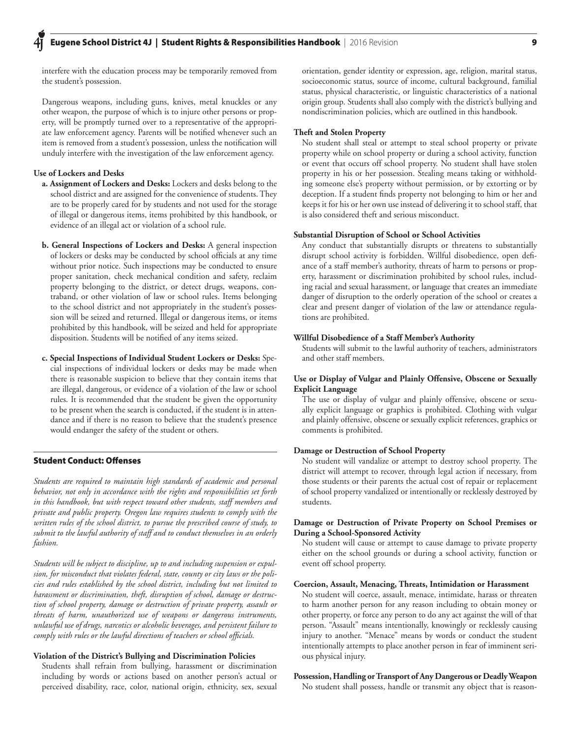interfere with the education process may be temporarily removed from the student's possession.

Dangerous weapons, including guns, knives, metal knuckles or any other weapon, the purpose of which is to injure other persons or property, will be promptly turned over to a representative of the appropriate law enforcement agency. Parents will be notified whenever such an item is removed from a student's possession, unless the notification will unduly interfere with the investigation of the law enforcement agency.

**Use of Lockers and Desks**

**a. Assignment of Lockers and Desks:** Lockers and desks belong to the school district and are assigned for the convenience of students. They are to be properly cared for by students and not used for the storage of illegal or dangerous items, items prohibited by this handbook, or evidence of an illegal act or violation of a school rule.

**b. General Inspections of Lockers and Desks:** A general inspection of lockers or desks may be conducted by school officials at any time without prior notice. Such inspections may be conducted to ensure proper sanitation, check mechanical condition and safety, reclaim property belonging to the district, or detect drugs, weapons, contraband, or other violation of law or school rules. Items belonging to the school district and not appropriately in the student's possession will be seized and returned. Illegal or dangerous items, or items prohibited by this handbook, will be seized and held for appropriate disposition. Students will be notified of any items seized.

**c. Special Inspections of Individual Student Lockers or Desks:** Special inspections of individual lockers or desks may be made when there is reasonable suspicion to believe that they contain items that are illegal, dangerous, or evidence of a violation of the law or school rules. It is recommended that the student be given the opportunity to be present when the search is conducted, if the student is in attendance and if there is no reason to believe that the student's presence would endanger the safety of the student or others.

## Student Conduct: Offenses

*Students are required to maintain high standards of academic and personal behavior, not only in accordance with the rights and responsibilities set forth in this handbook, but with respect toward other students, staff members and private and public property. Oregon law requires students to comply with the written rules of the school district, to pursue the prescribed course of study, to submit to the lawful authority of staff and to conduct themselves in an orderly fashion.*

*Students will be subject to discipline, up to and including suspension or expulsion, for misconduct that violates federal, state, county or city laws or the policies and rules established by the school district, including but not limited to harassment or discrimination, theft, disruption of school, damage or destruction of school property, damage or destruction of private property, assault or threats of harm, unauthorized use of weapons or dangerous instruments, unlawful use of drugs, narcotics or alcoholic beverages, and persistent failure to comply with rules or the lawful directions of teachers or school officials.*

**Violation of the District's Bullying and Discrimination Policies**

Students shall refrain from bullying, harassment or discrimination including by words or actions based on another person's actual or perceived disability, race, color, national origin, ethnicity, sex, sexual orientation, gender identity or expression, age, religion, marital status, socioeconomic status, source of income, cultural background, familial status, physical characteristic, or linguistic characteristics of a national origin group. Students shall also comply with the district's bullying and nondiscrimination policies, which are outlined in this handbook.

**Theft and Stolen Property**

No student shall steal or attempt to steal school property or private property while on school property or during a school activity, function or event that occurs off school property. No student shall have stolen property in his or her possession. Stealing means taking or withholding someone else's property without permission, or by extorting or by deception. If a student finds property not belonging to him or her and keeps it for his or her own use instead of delivering it to school staff, that is also considered theft and serious misconduct.

**Substantial Disruption of School or School Activities**

Any conduct that substantially disrupts or threatens to substantially disrupt school activity is forbidden. Willful disobedience, open defiance of a staff member's authority, threats of harm to persons or property, harassment or discrimination prohibited by school rules, including racial and sexual harassment, or language that creates an immediate danger of disruption to the orderly operation of the school or creates a clear and present danger of violation of the law or attendance regulations are prohibited.

**Willful Disobedience of a Staff Member's Authority**

Students will submit to the lawful authority of teachers, administrators and other staff members.

**Use or Display of Vulgar and Plainly Offensive, Obscene or Sexually Explicit Language**

The use or display of vulgar and plainly offensive, obscene or sexually explicit language or graphics is prohibited. Clothing with vulgar and plainly offensive, obscene or sexually explicit references, graphics or comments is prohibited.

**Damage or Destruction of School Property**

No student will vandalize or attempt to destroy school property. The district will attempt to recover, through legal action if necessary, from those students or their parents the actual cost of repair or replacement of school property vandalized or intentionally or recklessly destroyed by students.

**Damage or Destruction of Private Property on School Premises or During a School-Sponsored Activity**

No student will cause or attempt to cause damage to private property either on the school grounds or during a school activity, function or event off school property.

**Coercion, Assault, Menacing, Threats, Intimidation or Harassment**

No student will coerce, assault, menace, intimidate, harass or threaten to harm another person for any reason including to obtain money or other property, or force any person to do any act against the will of that person. "Assault" means intentionally, knowingly or recklessly causing injury to another. "Menace" means by words or conduct the student intentionally attempts to place another person in fear of imminent serious physical injury.

**Possession, Handling or Transport of Any Dangerous or Deadly Weapon**

No student shall possess, handle or transmit any object that is reason-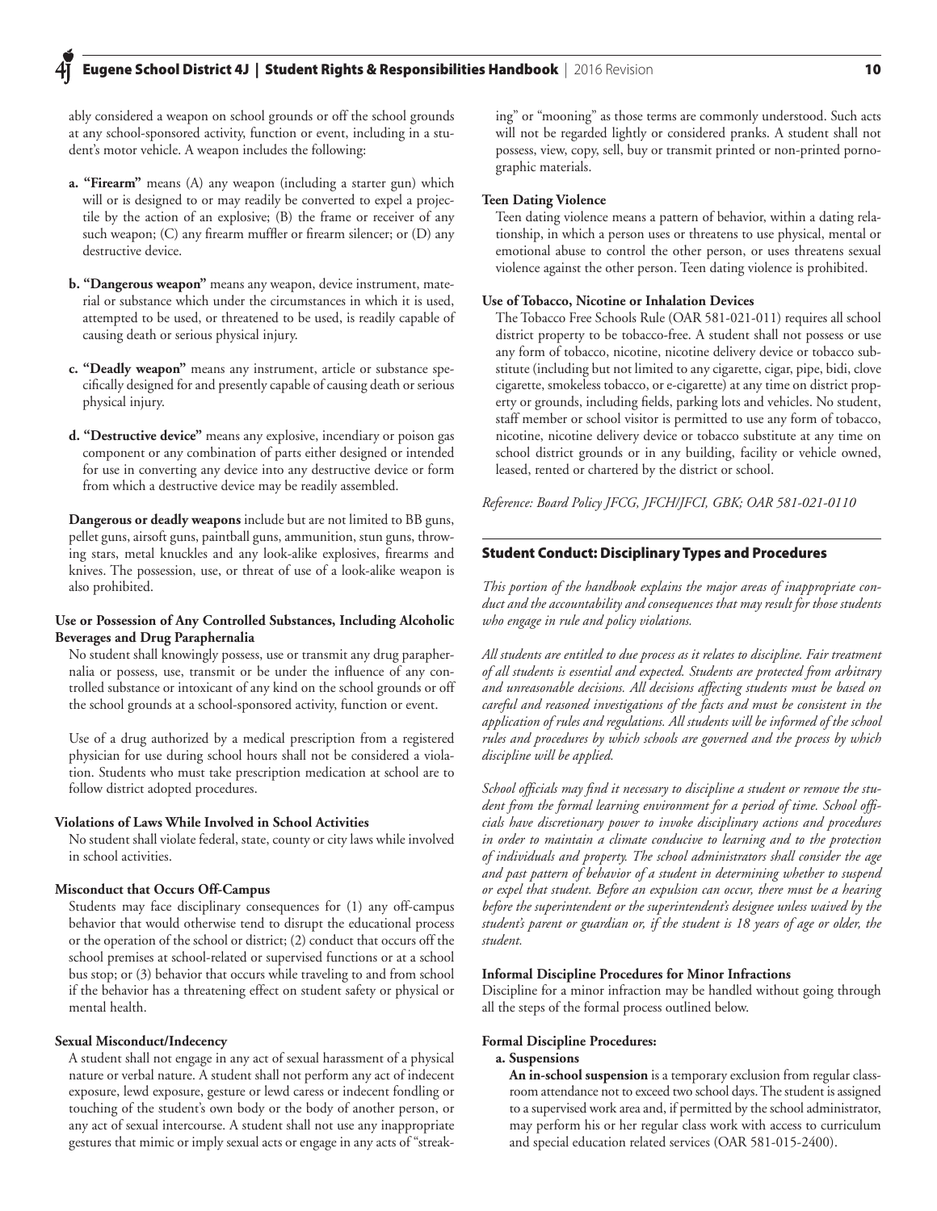ably considered a weapon on school grounds or off the school grounds at any school-sponsored activity, function or event, including in a student's motor vehicle. A weapon includes the following:

**a. "Firearm"** means (A) any weapon (including a starter gun) which will or is designed to or may readily be converted to expel a projectile by the action of an explosive; (B) the frame or receiver of any such weapon; (C) any firearm muffler or firearm silencer; or (D) any destructive device.

**b. "Dangerous weapon"** means any weapon, device instrument, material or substance which under the circumstances in which it is used, attempted to be used, or threatened to be used, is readily capable of causing death or serious physical injury.

**c. "Deadly weapon"** means any instrument, article or substance specifically designed for and presently capable of causing death or serious physical injury.

**d. "Destructive device"** means any explosive, incendiary or poison gas component or any combination of parts either designed or intended for use in converting any device into any destructive device or form from which a destructive device may be readily assembled.

**Dangerous or deadly weapons** include but are not limited to BB guns, pellet guns, airsoft guns, paintball guns, ammunition, stun guns, throwing stars, metal knuckles and any look-alike explosives, firearms and knives. The possession, use, or threat of use of a look-alike weapon is also prohibited.

**Use or Possession of Any Controlled Substances, Including Alcoholic Beverages and Drug Paraphernalia**

No student shall knowingly possess, use or transmit any drug paraphernalia or possess, use, transmit or be under the influence of any controlled substance or intoxicant of any kind on the school grounds or off the school grounds at a school-sponsored activity, function or event.

Use of a drug authorized by a medical prescription from a registered physician for use during school hours shall not be considered a violation. Students who must take prescription medication at school are to follow district adopted procedures.

**Violations of Laws While Involved in School Activities**

No student shall violate federal, state, county or city laws while involved in school activities.

**Misconduct that Occurs Off-Campus**

Students may face disciplinary consequences for (1) any off-campus behavior that would otherwise tend to disrupt the educational process or the operation of the school or district; (2) conduct that occurs off the school premises at school-related or supervised functions or at a school bus stop; or (3) behavior that occurs while traveling to and from school if the behavior has a threatening effect on student safety or physical or mental health.

**Sexual Misconduct/Indecency**

A student shall not engage in any act of sexual harassment of a physical nature or verbal nature. A student shall not perform any act of indecent exposure, lewd exposure, gesture or lewd caress or indecent fondling or touching of the student's own body or the body of another person, or any act of sexual intercourse. A student shall not use any inappropriate gestures that mimic or imply sexual acts or engage in any acts of "streaking" or "mooning" as those terms are commonly understood. Such acts will not be regarded lightly or considered pranks. A student shall not possess, view, copy, sell, buy or transmit printed or non-printed pornographic materials.

**Teen Dating Violence**

Teen dating violence means a pattern of behavior, within a dating relationship, in which a person uses or threatens to use physical, mental or emotional abuse to control the other person, or uses threatens sexual violence against the other person. Teen dating violence is prohibited.

**Use of Tobacco, Nicotine or Inhalation Devices**

The Tobacco Free Schools Rule (OAR 581-021-011) requires all school district property to be tobacco-free. A student shall not possess or use any form of tobacco, nicotine, nicotine delivery device or tobacco substitute (including but not limited to any cigarette, cigar, pipe, bidi, clove cigarette, smokeless tobacco, or e-cigarette) at any time on district property or grounds, including fields, parking lots and vehicles. No student, staff member or school visitor is permitted to use any form of tobacco, nicotine, nicotine delivery device or tobacco substitute at any time on school district grounds or in any building, facility or vehicle owned, leased, rented or chartered by the district or school.

*Reference: Board Policy JFCG, JFCH/JFCI, GBK; OAR 581-021-0110*

## Student Conduct: Disciplinary Types and Procedures

*This portion of the handbook explains the major areas of inappropriate conduct and the accountability and consequences that may result for those students who engage in rule and policy violations.*

*All students are entitled to due process as it relates to discipline. Fair treatment of all students is essential and expected. Students are protected from arbitrary and unreasonable decisions. All decisions affecting students must be based on careful and reasoned investigations of the facts and must be consistent in the application of rules and regulations. All students will be informed of the school rules and procedures by which schools are governed and the process by which discipline will be applied.*

*School officials may find it necessary to discipline a student or remove the student from the formal learning environment for a period of time. School officials have discretionary power to invoke disciplinary actions and procedures in order to maintain a climate conducive to learning and to the protection of individuals and property. The school administrators shall consider the age and past pattern of behavior of a student in determining whether to suspend or expel that student. Before an expulsion can occur, there must be a hearing before the superintendent or the superintendent's designee unless waived by the student's parent or guardian or, if the student is 18 years of age or older, the student.*

**Informal Discipline Procedures for Minor Infractions**

Discipline for a minor infraction may be handled without going through all the steps of the formal process outlined below.

**Formal Discipline Procedures:**

**a. Suspensions**

**An in-school suspension** is a temporary exclusion from regular classroom attendance not to exceed two school days. The student is assigned to a supervised work area and, if permitted by the school administrator, may perform his or her regular class work with access to curriculum and special education related services (OAR 581-015-2400).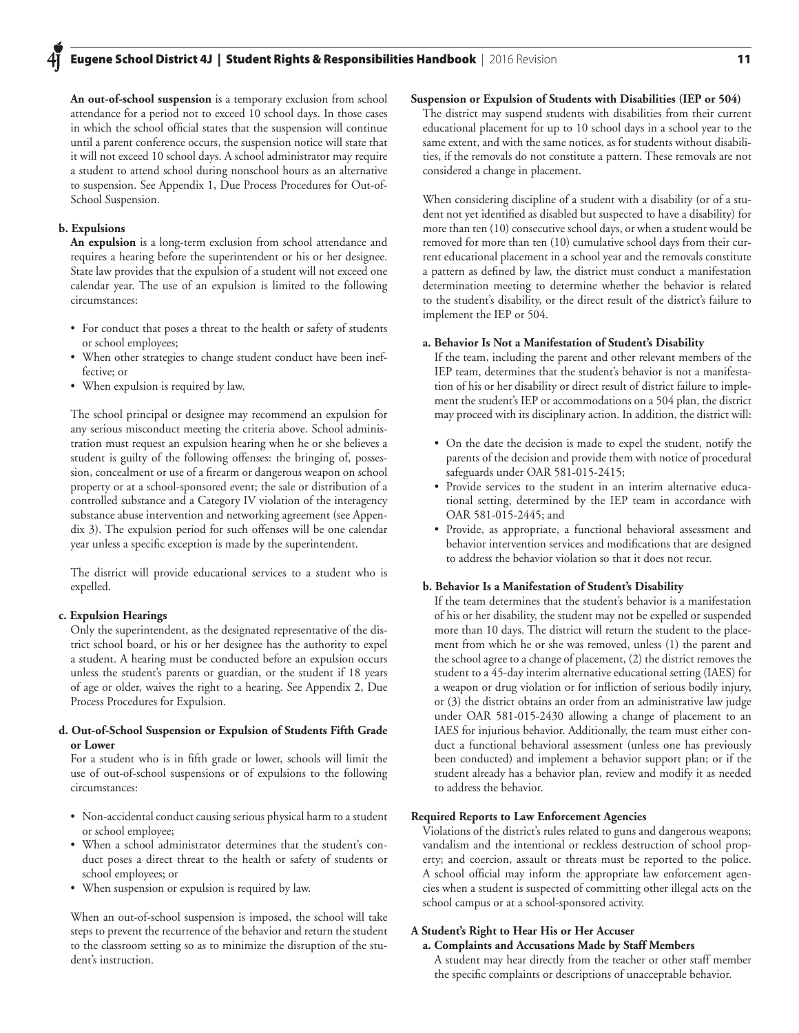**An out-of-school suspension** is a temporary exclusion from school attendance for a period not to exceed 10 school days. In those cases in which the school official states that the suspension will continue until a parent conference occurs, the suspension notice will state that it will not exceed 10 school days. A school administrator may require a student to attend school during nonschool hours as an alternative to suspension. See Appendix 1, Due Process Procedures for Out-of-School Suspension.

**b. Expulsions**

**An expulsion** is a long-term exclusion from school attendance and requires a hearing before the superintendent or his or her designee. State law provides that the expulsion of a student will not exceed one calendar year. The use of an expulsion is limited to the following circumstances:

- For conduct that poses a threat to the health or safety of students or school employees;
- When other strategies to change student conduct have been ineffective; or
- When expulsion is required by law.

The school principal or designee may recommend an expulsion for any serious misconduct meeting the criteria above. School administration must request an expulsion hearing when he or she believes a student is guilty of the following offenses: the bringing of, possession, concealment or use of a firearm or dangerous weapon on school property or at a school-sponsored event; the sale or distribution of a controlled substance and a Category IV violation of the interagency substance abuse intervention and networking agreement (see Appendix 3). The expulsion period for such offenses will be one calendar year unless a specific exception is made by the superintendent.

The district will provide educational services to a student who is expelled.

**c. Expulsion Hearings**

Only the superintendent, as the designated representative of the district school board, or his or her designee has the authority to expel a student. A hearing must be conducted before an expulsion occurs unless the student's parents or guardian, or the student if 18 years of age or older, waives the right to a hearing. See Appendix 2, Due Process Procedures for Expulsion.

**d. Out-of-School Suspension or Expulsion of Students Fifth Grade or Lower**

For a student who is in fifth grade or lower, schools will limit the use of out-of-school suspensions or of expulsions to the following circumstances:

- Non-accidental conduct causing serious physical harm to a student or school employee;
- When a school administrator determines that the student's conduct poses a direct threat to the health or safety of students or school employees; or
- When suspension or expulsion is required by law.

When an out-of-school suspension is imposed, the school will take steps to prevent the recurrence of the behavior and return the student to the classroom setting so as to minimize the disruption of the student's instruction.

**Suspension or Expulsion of Students with Disabilities (IEP or 504)**

The district may suspend students with disabilities from their current educational placement for up to 10 school days in a school year to the same extent, and with the same notices, as for students without disabilities, if the removals do not constitute a pattern. These removals are not considered a change in placement.

When considering discipline of a student with a disability (or of a student not yet identified as disabled but suspected to have a disability) for more than ten (10) consecutive school days, or when a student would be removed for more than ten (10) cumulative school days from their current educational placement in a school year and the removals constitute a pattern as defined by law, the district must conduct a manifestation determination meeting to determine whether the behavior is related to the student's disability, or the direct result of the district's failure to implement the IEP or 504.

**a. Behavior Is Not a Manifestation of Student's Disability**

If the team, including the parent and other relevant members of the IEP team, determines that the student's behavior is not a manifestation of his or her disability or direct result of district failure to implement the student's IEP or accommodations on a 504 plan, the district may proceed with its disciplinary action. In addition, the district will:

- On the date the decision is made to expel the student, notify the parents of the decision and provide them with notice of procedural safeguards under OAR 581-015-2415;
- Provide services to the student in an interim alternative educational setting, determined by the IEP team in accordance with OAR 581-015-2445; and
- Provide, as appropriate, a functional behavioral assessment and behavior intervention services and modifications that are designed to address the behavior violation so that it does not recur.

**b. Behavior Is a Manifestation of Student's Disability**

If the team determines that the student's behavior is a manifestation of his or her disability, the student may not be expelled or suspended more than 10 days. The district will return the student to the placement from which he or she was removed, unless (1) the parent and the school agree to a change of placement, (2) the district removes the student to a 45-day interim alternative educational setting (IAES) for a weapon or drug violation or for infliction of serious bodily injury, or (3) the district obtains an order from an administrative law judge under OAR 581-015-2430 allowing a change of placement to an IAES for injurious behavior. Additionally, the team must either conduct a functional behavioral assessment (unless one has previously been conducted) and implement a behavior support plan; or if the student already has a behavior plan, review and modify it as needed to address the behavior.

**Required Reports to Law Enforcement Agencies**

Violations of the district's rules related to guns and dangerous weapons; vandalism and the intentional or reckless destruction of school property; and coercion, assault or threats must be reported to the police. A school official may inform the appropriate law enforcement agencies when a student is suspected of committing other illegal acts on the school campus or at a school-sponsored activity.

**A Student's Right to Hear His or Her Accuser**

**a. Complaints and Accusations Made by Staff Members**

A student may hear directly from the teacher or other staff member the specific complaints or descriptions of unacceptable behavior.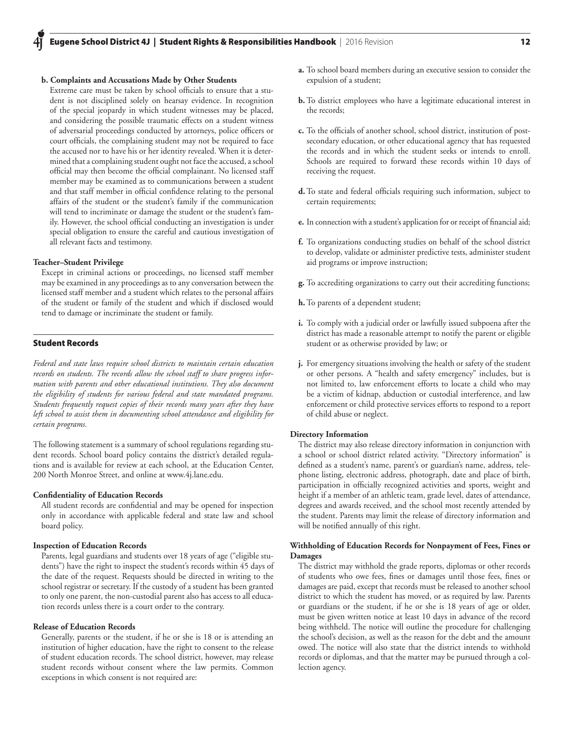**b. Complaints and Accusations Made by Other Students**

Extreme care must be taken by school officials to ensure that a student is not disciplined solely on hearsay evidence. In recognition of the special jeopardy in which student witnesses may be placed, and considering the possible traumatic effects on a student witness of adversarial proceedings conducted by attorneys, police officers or court officials, the complaining student may not be required to face the accused nor to have his or her identity revealed. When it is determined that a complaining student ought not face the accused, a school official may then become the official complainant. No licensed staff member may be examined as to communications between a student and that staff member in official confidence relating to the personal affairs of the student or the student's family if the communication will tend to incriminate or damage the student or the student's family. However, the school official conducting an investigation is under special obligation to ensure the careful and cautious investigation of all relevant facts and testimony.

**Teacher–Student Privilege**

Except in criminal actions or proceedings, no licensed staff member may be examined in any proceedings as to any conversation between the licensed staff member and a student which relates to the personal affairs of the student or family of the student and which if disclosed would tend to damage or incriminate the student or family.

## Student Records

*Federal and state laws require school districts to maintain certain education records on students. The records allow the school staff to share progress information with parents and other educational institutions. They also document the eligibility of students for various federal and state mandated programs. Students frequently request copies of their records many years after they have left school to assist them in documenting school attendance and eligibility for certain programs.*

The following statement is a summary of school regulations regarding student records. School board policy contains the district's detailed regulations and is available for review at each school, at the Education Center, 200 North Monroe Street, and online at www.4j.lane.edu.

**Confidentiality of Education Records**

All student records are confidential and may be opened for inspection only in accordance with applicable federal and state law and school board policy.

**Inspection of Education Records**

Parents, legal guardians and students over 18 years of age ("eligible students") have the right to inspect the student's records within 45 days of the date of the request. Requests should be directed in writing to the school registrar or secretary. If the custody of a student has been granted to only one parent, the non-custodial parent also has access to all education records unless there is a court order to the contrary.

**Release of Education Records**

Generally, parents or the student, if he or she is 18 or is attending an institution of higher education, have the right to consent to the release of student education records. The school district, however, may release student records without consent where the law permits. Common exceptions in which consent is not required are:

**a.** To school board members during an executive session to consider the expulsion of a student;

**b.** To district employees who have a legitimate educational interest in the records;

**c.** To the officials of another school, school district, institution of post-secondary education, or other educational agency that has requested the records and in which the student seeks or intends to enroll. Schools are required to forward these records within 10 days of receiving the request.

**d.** To state and federal officials requiring such information, subject to certain requirements;

**e.** In connection with a student's application for or receipt of financial aid;

**f.** To organizations conducting studies on behalf of the school district to develop, validate or administer predictive tests, administer student aid programs or improve instruction;

**g.** To accrediting organizations to carry out their accrediting functions;

**h.** To parents of a dependent student;

**i.** To comply with a judicial order or lawfully issued subpoena after the district has made a reasonable attempt to notify the parent or eligible student or as otherwise provided by law; or

**j.** For emergency situations involving the health or safety of the student or other persons. A "health and safety emergency" includes, but is not limited to, law enforcement efforts to locate a child who may be a victim of kidnap, abduction or custodial interference, and law enforcement or child protective services efforts to respond to a report of child abuse or neglect.

**Directory Information**

The district may also release directory information in conjunction with a school or school district related activity. "Directory information" is defined as a student's name, parent's or guardian's name, address, telephone listing, electronic address, photograph, date and place of birth, participation in officially recognized activities and sports, weight and height if a member of an athletic team, grade level, dates of attendance, degrees and awards received, and the school most recently attended by the student. Parents may limit the release of directory information and will be notified annually of this right.

**Withholding of Education Records for Nonpayment of Fees, Fines or Damages**

The district may withhold the grade reports, diplomas or other records of students who owe fees, fines or damages until those fees, fines or damages are paid, except that records must be released to another school district to which the student has moved, or as required by law. Parents or guardians or the student, if he or she is 18 years of age or older, must be given written notice at least 10 days in advance of the record being withheld. The notice will outline the procedure for challenging the school's decision, as well as the reason for the debt and the amount owed. The notice will also state that the district intends to withhold records or diplomas, and that the matter may be pursued through a collection agency.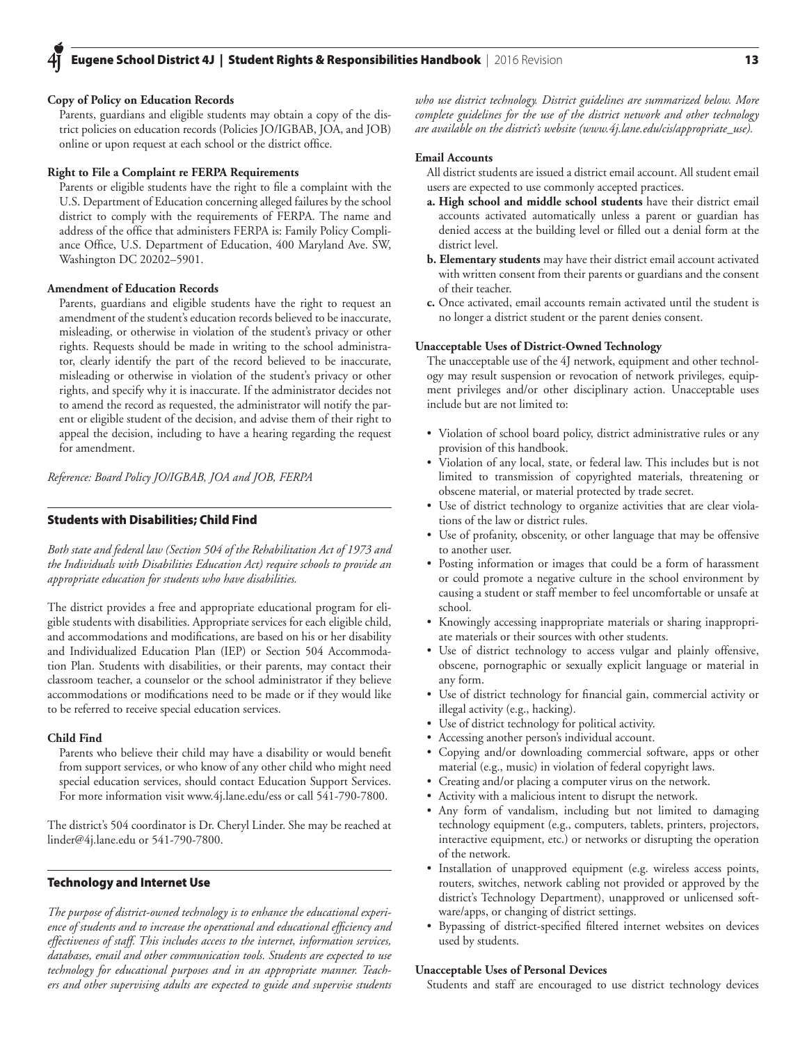**Copy of Policy on Education Records**

Parents, guardians and eligible students may obtain a copy of the district policies on education records (Policies JO/IGBAB, JOA, and JOB) online or upon request at each school or the district office.

**Right to File a Complaint re FERPA Requirements**

Parents or eligible students have the right to file a complaint with the U.S. Department of Education concerning alleged failures by the school district to comply with the requirements of FERPA. The name and address of the office that administers FERPA is: Family Policy Compliance Office, U.S. Department of Education, 400 Maryland Ave. SW, Washington DC 20202–5901.

**Amendment of Education Records**

Parents, guardians and eligible students have the right to request an amendment of the student's education records believed to be inaccurate, misleading, or otherwise in violation of the student's privacy or other rights. Requests should be made in writing to the school administrator, clearly identify the part of the record believed to be inaccurate, misleading or otherwise in violation of the student's privacy or other rights, and specify why it is inaccurate. If the administrator decides not to amend the record as requested, the administrator will notify the parent or eligible student of the decision, and advise them of their right to appeal the decision, including to have a hearing regarding the request for amendment.

*Reference: Board Policy JO/IGBAB, JOA and JOB, FERPA*

## Students with Disabilities; Child Find

*Both state and federal law (Section 504 of the Rehabilitation Act of 1973 and the Individuals with Disabilities Education Act) require schools to provide an appropriate education for students who have disabilities.*

The district provides a free and appropriate educational program for eligible students with disabilities. Appropriate services for each eligible child, and accommodations and modifications, are based on his or her disability and Individualized Education Plan (IEP) or Section 504 Accommodation Plan. Students with disabilities, or their parents, may contact their classroom teacher, a counselor or the school administrator if they believe accommodations or modifications need to be made or if they would like to be referred to receive special education services.

**Child Find**

Parents who believe their child may have a disability or would benefit from support services, or who know of any other child who might need special education services, should contact Education Support Services. For more information visit www.4j.lane.edu/ess or call 541-790-7800.

The district's 504 coordinator is Dr. Cheryl Linder. She may be reached at linder@4j.lane.edu or 541-790-7800.

## Technology and Internet Use

*The purpose of district-owned technology is to enhance the educational experience of students and to increase the operational and educational efficiency and effectiveness of staff. This includes access to the internet, information services, databases, email and other communication tools. Students are expected to use technology for educational purposes and in an appropriate manner. Teachers and other supervising adults are expected to guide and supervise students who use district technology. District guidelines are summarized below. More complete guidelines for the use of the district network and other technology are available on the district's website (www.4j.lane.edu/cis/appropriate_use).*

**Email Accounts**

All district students are issued a district email account. All student email users are expected to use commonly accepted practices.

- **a. High school and middle school students** have their district email accounts activated automatically unless a parent or guardian has denied access at the building level or filled out a denial form at the district level.
- **b. Elementary students** may have their district email account activated with written consent from their parents or guardians and the consent of their teacher.
- **c.** Once activated, email accounts remain activated until the student is no longer a district student or the parent denies consent.

**Unacceptable Uses of District-Owned Technology**

The unacceptable use of the 4J network, equipment and other technology may result suspension or revocation of network privileges, equipment privileges and/or other disciplinary action. Unacceptable uses include but are not limited to:

- Violation of school board policy, district administrative rules or any provision of this handbook.
- Violation of any local, state, or federal law. This includes but is not limited to transmission of copyrighted materials, threatening or obscene material, or material protected by trade secret.
- Use of district technology to organize activities that are clear violations of the law or district rules.
- Use of profanity, obscenity, or other language that may be offensive to another user.
- Posting information or images that could be a form of harassment or could promote a negative culture in the school environment by causing a student or staff member to feel uncomfortable or unsafe at school.
- Knowingly accessing inappropriate materials or sharing inappropriate materials or their sources with other students.
- Use of district technology to access vulgar and plainly offensive, obscene, pornographic or sexually explicit language or material in any form.
- Use of district technology for financial gain, commercial activity or illegal activity (e.g., hacking).
- Use of district technology for political activity.
- Accessing another person's individual account.
- Copying and/or downloading commercial software, apps or other material (e.g., music) in violation of federal copyright laws.
- Creating and/or placing a computer virus on the network.
- Activity with a malicious intent to disrupt the network.
- Any form of vandalism, including but not limited to damaging technology equipment (e.g., computers, tablets, printers, projectors, interactive equipment, etc.) or networks or disrupting the operation of the network.
- Installation of unapproved equipment (e.g. wireless access points, routers, switches, network cabling not provided or approved by the district's Technology Department), unapproved or unlicensed software/apps, or changing of district settings.
- Bypassing of district-specified filtered internet websites on devices used by students.

**Unacceptable Uses of Personal Devices**

Students and staff are encouraged to use district technology devices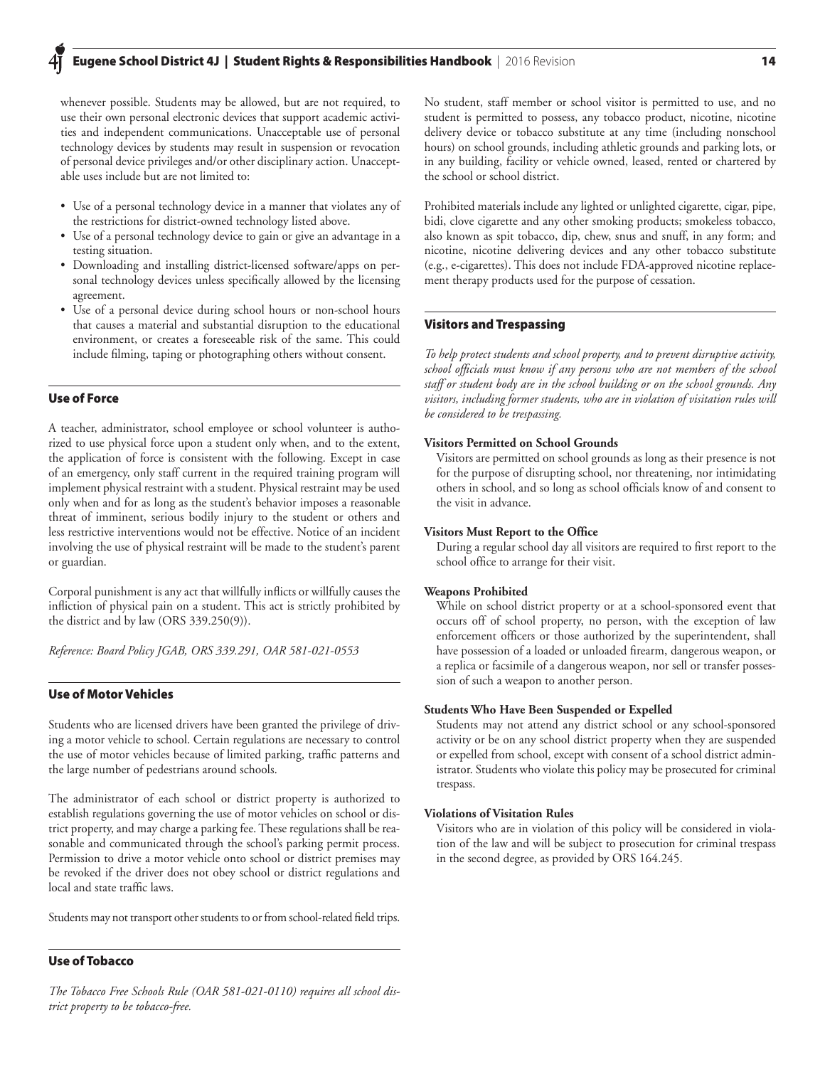whenever possible. Students may be allowed, but are not required, to use their own personal electronic devices that support academic activities and independent communications. Unacceptable use of personal technology devices by students may result in suspension or revocation of personal device privileges and/or other disciplinary action. Unacceptable uses include but are not limited to:

- Use of a personal technology device in a manner that violates any of the restrictions for district-owned technology listed above.
- Use of a personal technology device to gain or give an advantage in a testing situation.
- Downloading and installing district-licensed software/apps on personal technology devices unless specifically allowed by the licensing agreement.
- Use of a personal device during school hours or non-school hours that causes a material and substantial disruption to the educational environment, or creates a foreseeable risk of the same. This could include filming, taping or photographing others without consent.

## Use of Force

A teacher, administrator, school employee or school volunteer is authorized to use physical force upon a student only when, and to the extent, the application of force is consistent with the following. Except in case of an emergency, only staff current in the required training program will implement physical restraint with a student. Physical restraint may be used only when and for as long as the student's behavior imposes a reasonable threat of imminent, serious bodily injury to the student or others and less restrictive interventions would not be effective. Notice of an incident involving the use of physical restraint will be made to the student's parent or guardian.

Corporal punishment is any act that willfully inflicts or willfully causes the infliction of physical pain on a student. This act is strictly prohibited by the district and by law (ORS 339.250(9)).

*Reference: Board Policy JGAB, ORS 339.291, OAR 581-021-0553*

## Use of Motor Vehicles

Students who are licensed drivers have been granted the privilege of driving a motor vehicle to school. Certain regulations are necessary to control the use of motor vehicles because of limited parking, traffic patterns and the large number of pedestrians around schools.

The administrator of each school or district property is authorized to establish regulations governing the use of motor vehicles on school or district property, and may charge a parking fee. These regulations shall be reasonable and communicated through the school's parking permit process. Permission to drive a motor vehicle onto school or district premises may be revoked if the driver does not obey school or district regulations and local and state traffic laws.

Students may not transport other students to or from school-related field trips.

## Use of Tobacco

*The Tobacco Free Schools Rule (OAR 581-021-0110) requires all school district property to be tobacco-free.*

No student, staff member or school visitor is permitted to use, and no student is permitted to possess, any tobacco product, nicotine, nicotine delivery device or tobacco substitute at any time (including nonschool hours) on school grounds, including athletic grounds and parking lots, or in any building, facility or vehicle owned, leased, rented or chartered by the school or school district.

Prohibited materials include any lighted or unlighted cigarette, cigar, pipe, bidi, clove cigarette and any other smoking products; smokeless tobacco, also known as spit tobacco, dip, chew, snus and snuff, in any form; and nicotine, nicotine delivering devices and any other tobacco substitute (e.g., e-cigarettes). This does not include FDA-approved nicotine replacement therapy products used for the purpose of cessation.

## Visitors and Trespassing

*To help protect students and school property, and to prevent disruptive activity, school officials must know if any persons who are not members of the school staff or student body are in the school building or on the school grounds. Any visitors, including former students, who are in violation of visitation rules will be considered to be trespassing.*

**Visitors Permitted on School Grounds**

Visitors are permitted on school grounds as long as their presence is not for the purpose of disrupting school, nor threatening, nor intimidating others in school, and so long as school officials know of and consent to the visit in advance.

**Visitors Must Report to the Office**

During a regular school day all visitors are required to first report to the school office to arrange for their visit.

**Weapons Prohibited**

While on school district property or at a school-sponsored event that occurs off of school property, no person, with the exception of law enforcement officers or those authorized by the superintendent, shall have possession of a loaded or unloaded firearm, dangerous weapon, or a replica or facsimile of a dangerous weapon, nor sell or transfer possession of such a weapon to another person.

**Students Who Have Been Suspended or Expelled**

Students may not attend any district school or any school-sponsored activity or be on any school district property when they are suspended or expelled from school, except with consent of a school district administrator. Students who violate this policy may be prosecuted for criminal trespass.

**Violations of Visitation Rules**

Visitors who are in violation of this policy will be considered in violation of the law and will be subject to prosecution for criminal trespass in the second degree, as provided by ORS 164.245.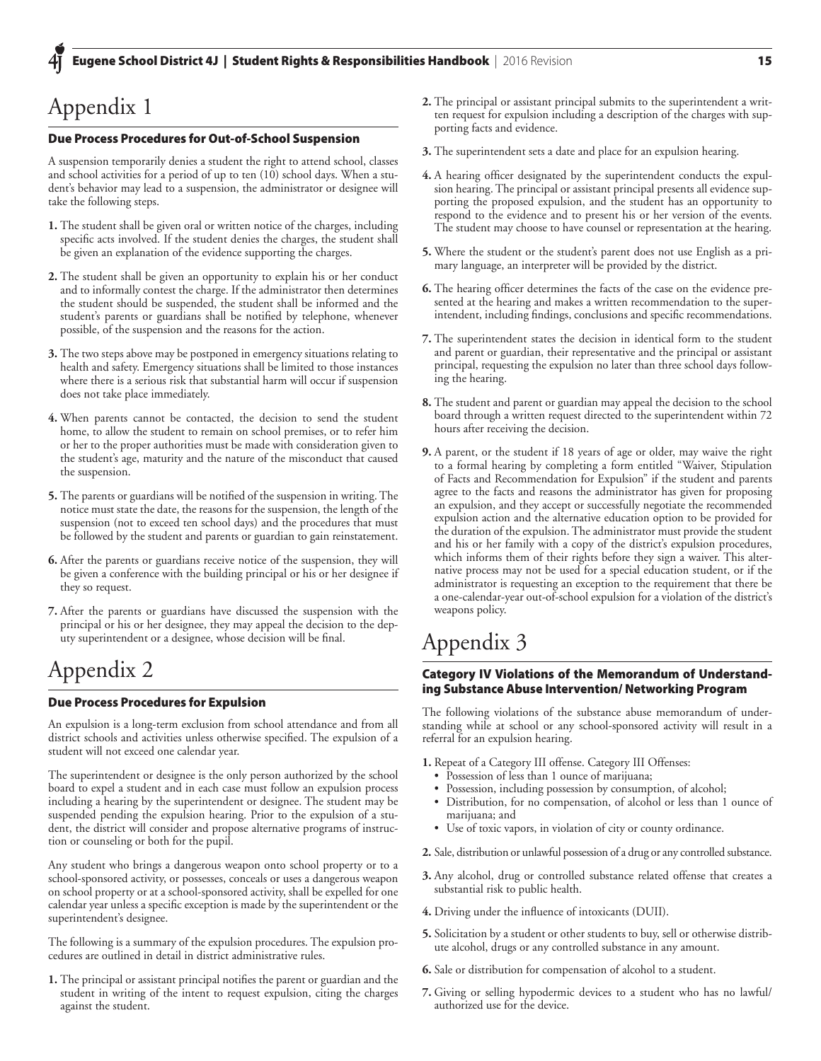# Appendix 1

## Due Process Procedures for Out-of-School Suspension

A suspension temporarily denies a student the right to attend school, classes and school activities for a period of up to ten (10) school days. When a student's behavior may lead to a suspension, the administrator or designee will take the following steps.

**1.** The student shall be given oral or written notice of the charges, including specific acts involved. If the student denies the charges, the student shall be given an explanation of the evidence supporting the charges.

**2.** The student shall be given an opportunity to explain his or her conduct and to informally contest the charge. If the administrator then determines the student should be suspended, the student shall be informed and the student's parents or guardians shall be notified by telephone, whenever possible, of the suspension and the reasons for the action.

**3.** The two steps above may be postponed in emergency situations relating to health and safety. Emergency situations shall be limited to those instances where there is a serious risk that substantial harm will occur if suspension does not take place immediately.

**4.** When parents cannot be contacted, the decision to send the student home, to allow the student to remain on school premises, or to refer him or her to the proper authorities must be made with consideration given to the student's age, maturity and the nature of the misconduct that caused the suspension.

**5.** The parents or guardians will be notified of the suspension in writing. The notice must state the date, the reasons for the suspension, the length of the suspension (not to exceed ten school days) and the procedures that must be followed by the student and parents or guardian to gain reinstatement.

**6.** After the parents or guardians receive notice of the suspension, they will be given a conference with the building principal or his or her designee if they so request.

**7.** After the parents or guardians have discussed the suspension with the principal or his or her designee, they may appeal the decision to the deputy superintendent or a designee, whose decision will be final.

# Appendix 2

## Due Process Procedures for Expulsion

An expulsion is a long-term exclusion from school attendance and from all district schools and activities unless otherwise specified. The expulsion of a student will not exceed one calendar year.

The superintendent or designee is the only person authorized by the school board to expel a student and in each case must follow an expulsion process including a hearing by the superintendent or designee. The student may be suspended pending the expulsion hearing. Prior to the expulsion of a student, the district will consider and propose alternative programs of instruction or counseling or both for the pupil.

Any student who brings a dangerous weapon onto school property or to a school-sponsored activity, or possesses, conceals or uses a dangerous weapon on school property or at a school-sponsored activity, shall be expelled for one calendar year unless a specific exception is made by the superintendent or the superintendent's designee.

The following is a summary of the expulsion procedures. The expulsion procedures are outlined in detail in district administrative rules.

**1.** The principal or assistant principal notifies the parent or guardian and the student in writing of the intent to request expulsion, citing the charges against the student.

**2.** The principal or assistant principal submits to the superintendent a written request for expulsion including a description of the charges with supporting facts and evidence.

**3.** The superintendent sets a date and place for an expulsion hearing.

**4.** A hearing officer designated by the superintendent conducts the expulsion hearing. The principal or assistant principal presents all evidence supporting the proposed expulsion, and the student has an opportunity to respond to the evidence and to present his or her version of the events. The student may choose to have counsel or representation at the hearing.

**5.** Where the student or the student's parent does not use English as a primary language, an interpreter will be provided by the district.

**6.** The hearing officer determines the facts of the case on the evidence presented at the hearing and makes a written recommendation to the superintendent, including findings, conclusions and specific recommendations.

**7.** The superintendent states the decision in identical form to the student and parent or guardian, their representative and the principal or assistant principal, requesting the expulsion no later than three school days following the hearing.

**8.** The student and parent or guardian may appeal the decision to the school board through a written request directed to the superintendent within 72 hours after receiving the decision.

**9.** A parent, or the student if 18 years of age or older, may waive the right to a formal hearing by completing a form entitled "Waiver, Stipulation of Facts and Recommendation for Expulsion" if the student and parents agree to the facts and reasons the administrator has given for proposing an expulsion, and they accept or successfully negotiate the recommended expulsion action and the alternative education option to be provided for the duration of the expulsion. The administrator must provide the student and his or her family with a copy of the district's expulsion procedures, which informs them of their rights before they sign a waiver. This alternative process may not be used for a special education student, or if the administrator is requesting an exception to the requirement that there be a one-calendar-year out-of-school expulsion for a violation of the district's weapons policy.

# Appendix 3

## Category IV Violations of the Memorandum of Understanding Substance Abuse Intervention/ Networking Program

The following violations of the substance abuse memorandum of understanding while at school or any school-sponsored activity will result in a referral for an expulsion hearing.

**1.** Repeat of a Category III offense. Category III Offenses:
- Possession of less than 1 ounce of marijuana;
- Possession, including possession by consumption, of alcohol;
- Distribution, for no compensation, of alcohol or less than 1 ounce of marijuana; and
- Use of toxic vapors, in violation of city or county ordinance.

**2.** Sale, distribution or unlawful possession of a drug or any controlled substance.

**3.** Any alcohol, drug or controlled substance related offense that creates a substantial risk to public health.

**4.** Driving under the influence of intoxicants (DUII).

**5.** Solicitation by a student or other students to buy, sell or otherwise distribute alcohol, drugs or any controlled substance in any amount.

**6.** Sale or distribution for compensation of alcohol to a student.

**7.** Giving or selling hypodermic devices to a student who has no lawful/ authorized use for the device.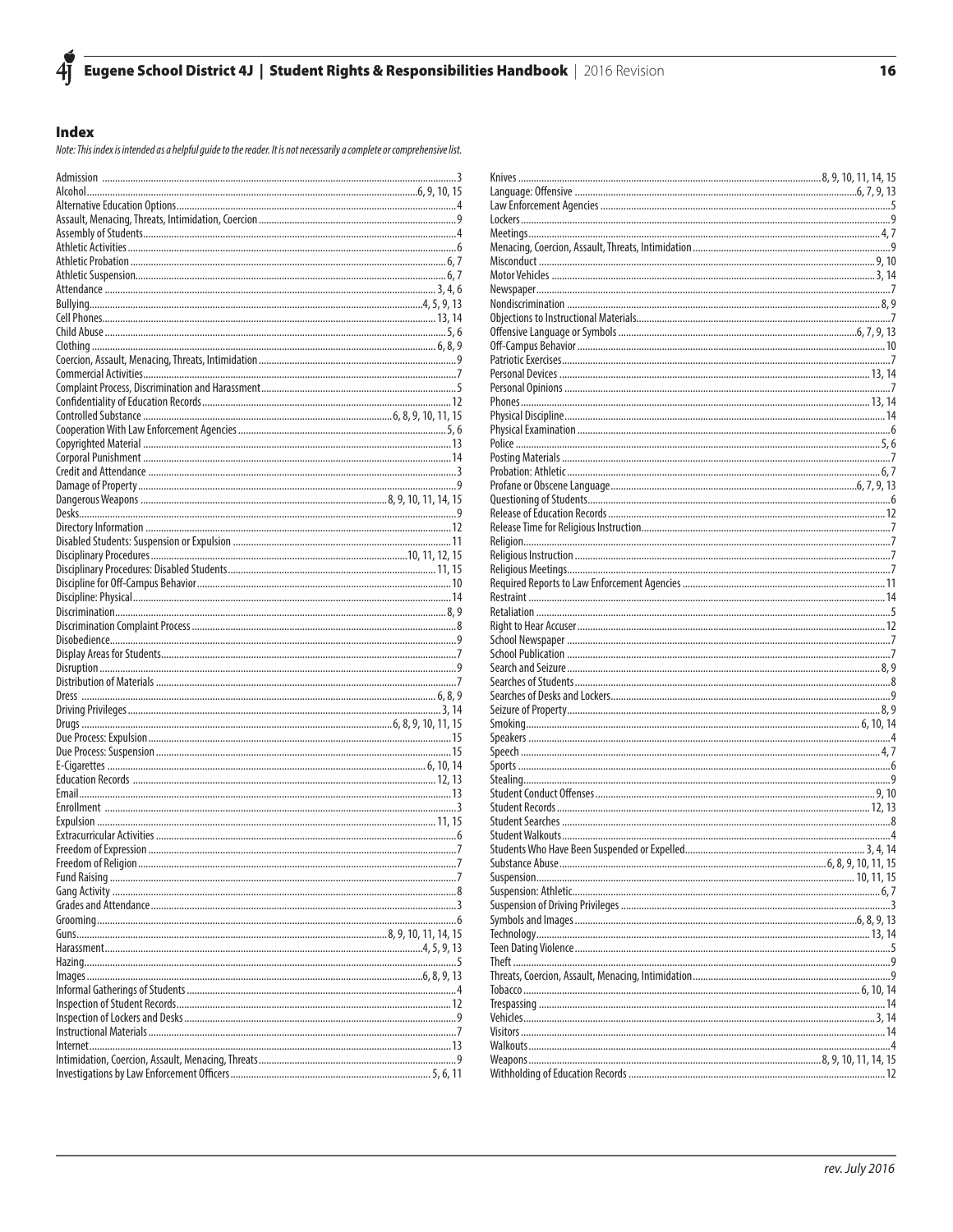## Index

*Note: This index is intended as a helpful guide to the reader. It is not necessarily a complete or comprehensive list.*

- Admission ... 3
- Alcohol ... 6, 9, 10, 15
- Alternative Education Options ... 4
- Assault, Menacing, Threats, Intimidation, Coercion ... 9
- Assembly of Students ... 4
- Athletic Activities ... 6
- Athletic Probation ... 6, 7
- Athletic Suspension ... 6, 7
- Attendance ... 3, 4, 6
- Bullying ... 4, 5, 9, 13
- Cell Phones ... 13, 14
- Child Abuse ... 5, 6
- Clothing ... 6, 8, 9
- Coercion, Assault, Menacing, Threats, Intimidation ... 9
- Commercial Activities ... 7
- Complaint Process, Discrimination and Harassment ... 5
- Confidentiality of Education Records ... 12
- Controlled Substance ... 6, 8, 9, 10, 11, 15
- Cooperation With Law Enforcement Agencies ... 5, 6
- Copyrighted Material ... 13
- Corporal Punishment ... 14
- Credit and Attendance ... 3
- Damage of Property ... 9
- Dangerous Weapons ... 8, 9, 10, 11, 14, 15
- Desks ... 9
- Directory Information ... 12
- Disabled Students: Suspension or Expulsion ... 11
- Disciplinary Procedures ... 10, 11, 12, 15
- Disciplinary Procedures: Disabled Students ... 11, 15
- Discipline for Off-Campus Behavior ... 10
- Discipline: Physical ... 14
- Discrimination ... 8, 9
- Discrimination Complaint Process ... 8
- Disobedience ... 9
- Display Areas for Students ... 7
- Disruption ... 9
- Distribution of Materials ... 7
- Dress ... 6, 8, 9
- Driving Privileges ... 3, 14
- Drugs ... 6, 8, 9, 10, 11, 15
- Due Process: Expulsion ... 15
- Due Process: Suspension ... 15
- E-Cigarettes ... 6, 10, 14
- Education Records ... 12, 13
- Email ... 13
- Enrollment ... 3
- Expulsion ... 11, 15
- Extracurricular Activities ... 6
- Freedom of Expression ... 7
- Freedom of Religion ... 7
- Fund Raising ... 7
- Gang Activity ... 8
- Grades and Attendance ... 3
- Grooming ... 6
- Guns ... 8, 9, 10, 11, 14, 15
- Harassment ... 4, 5, 9, 13
- Hazing ... 5
- Images ... 6, 8, 9, 13
- Informal Gatherings of Students ... 4
- Inspection of Student Records ... 12
- Inspection of Lockers and Desks ... 9
- Instructional Materials ... 7
- Internet ... 13
- Intimidation, Coercion, Assault, Menacing, Threats ... 9
- Investigations by Law Enforcement Officers ... 5, 6, 11
- Knives ... 8, 9, 10, 11, 14, 15
- Language: Offensive ... 6, 7, 9, 13
- Law Enforcement Agencies ... 5
- Lockers ... 9
- Meetings ... 4, 7
- Menacing, Coercion, Assault, Threats, Intimidation ... 9
- Misconduct ... 9, 10
- Motor Vehicles ... 3, 14
- Newspaper ... 7
- Nondiscrimination ... 8, 9
- Objections to Instructional Materials ... 7
- Offensive Language or Symbols ... 6, 7, 9, 13
- Off-Campus Behavior ... 10
- Patriotic Exercises ... 7
- Personal Devices ... 13, 14
- Personal Opinions ... 7
- Phones ... 13, 14
- Physical Discipline ... 14
- Physical Examination ... 6
- Police ... 5, 6
- Posting Materials ... 7
- Probation: Athletic ... 6, 7
- Profane or Obscene Language ... 6, 7, 9, 13
- Questioning of Students ... 6
- Release of Education Records ... 12
- Release Time for Religious Instruction ... 7
- Religion ... 7
- Religious Instruction ... 7
- Religious Meetings ... 7
- Required Reports to Law Enforcement Agencies ... 11
- Restraint ... 14
- Retaliation ... 5
- Right to Hear Accuser ... 12
- School Newspaper ... 7
- School Publication ... 7
- Search and Seizure ... 8, 9
- Searches of Students ... 8
- Searches of Desks and Lockers ... 9
- Seizure of Property ... 8, 9
- Smoking ... 6, 10, 14
- Speakers ... 4
- Speech ... 4, 7
- Sports ... 6
- Stealing ... 9
- Student Conduct Offenses ... 9, 10
- Student Records ... 12, 13
- Student Searches ... 8
- Student Walkouts ... 4
- Students Who Have Been Suspended or Expelled ... 3, 4, 14
- Substance Abuse ... 6, 8, 9, 10, 11, 15
- Suspension ... 10, 11, 15
- Suspension: Athletic ... 6, 7
- Suspension of Driving Privileges ... 3
- Symbols and Images ... 6, 8, 9, 13
- Technology ... 13, 14
- Teen Dating Violence ... 5
- Theft ... 9
- Threats, Coercion, Assault, Menacing, Intimidation ... 9
- Tobacco ... 6, 10, 14
- Trespassing ... 14
- Vehicles ... 3, 14
- Visitors ... 14
- Walkouts ... 4
- Weapons ... 8, 9, 10, 11, 14, 15
- Withholding of Education Records ... 12